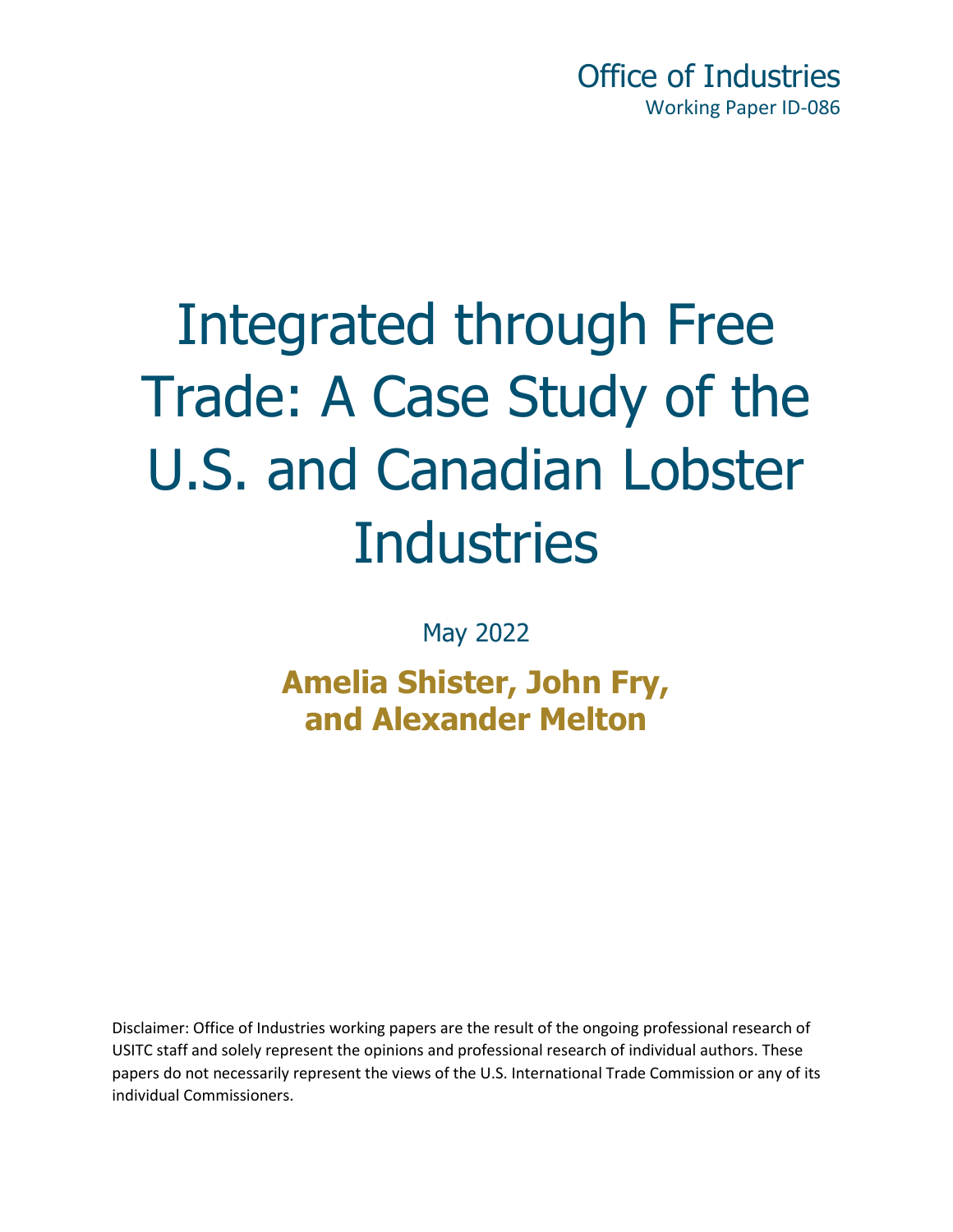Office of Industries
Working Paper ID-086

# Integrated through Free Trade: A Case Study of the U.S. and Canadian Lobster Industries

May 2022

**Amelia Shister, John Fry, and Alexander Melton**

Disclaimer: Office of Industries working papers are the result of the ongoing professional research of USITC staff and solely represent the opinions and professional research of individual authors. These papers do not necessarily represent the views of the U.S. International Trade Commission or any of its individual Commissioners.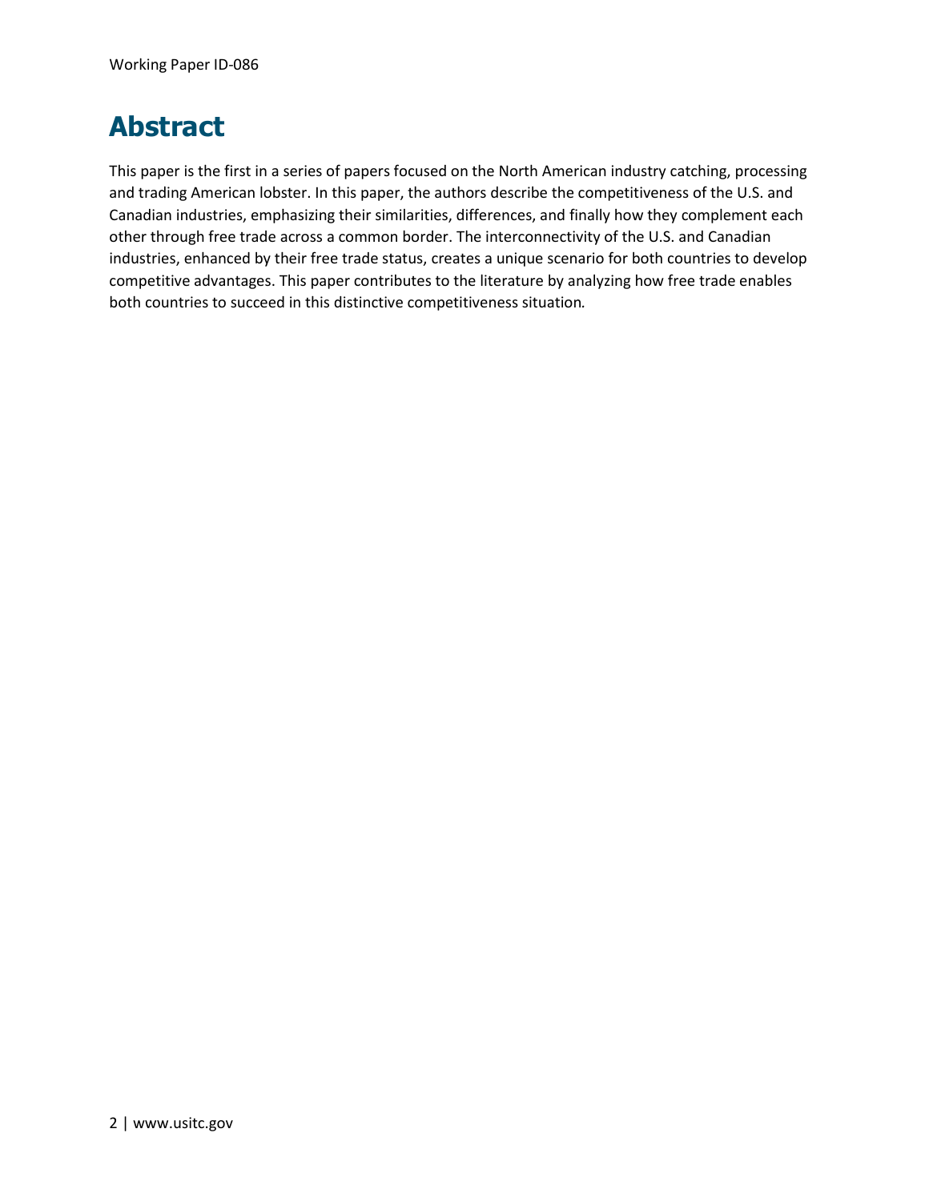# Abstract

This paper is the first in a series of papers focused on the North American industry catching, processing and trading American lobster. In this paper, the authors describe the competitiveness of the U.S. and Canadian industries, emphasizing their similarities, differences, and finally how they complement each other through free trade across a common border. The interconnectivity of the U.S. and Canadian industries, enhanced by their free trade status, creates a unique scenario for both countries to develop competitive advantages. This paper contributes to the literature by analyzing how free trade enables both countries to succeed in this distinctive competitiveness situation.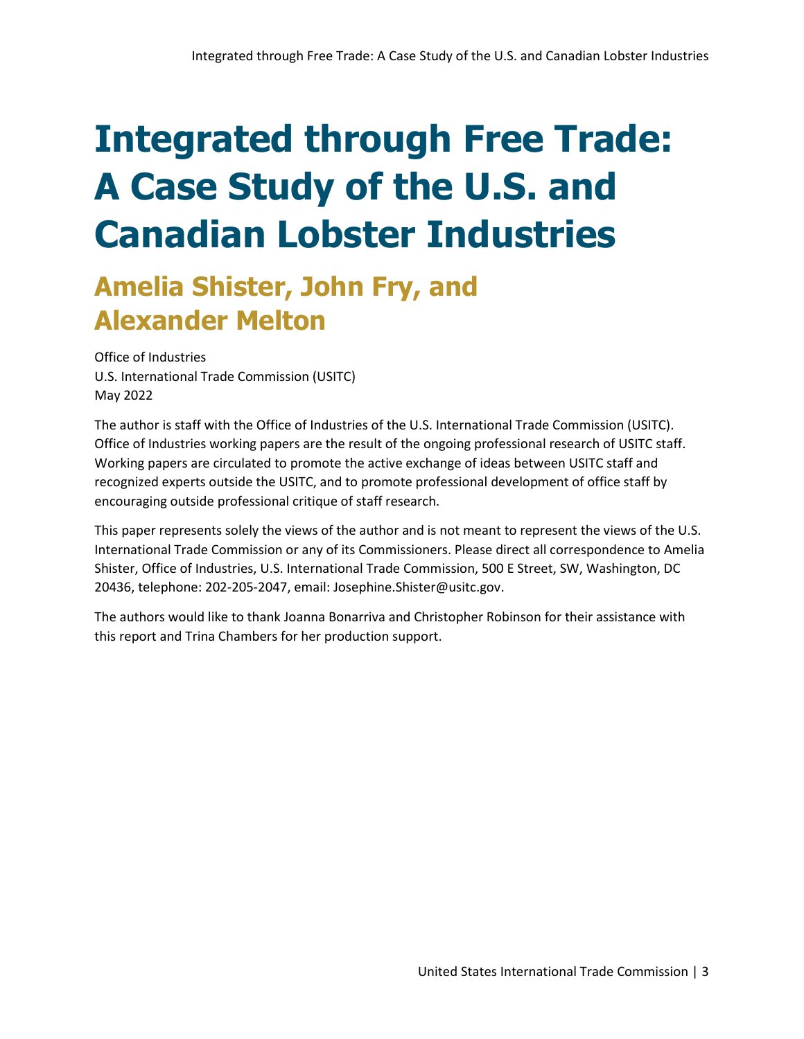# Integrated through Free Trade: A Case Study of the U.S. and Canadian Lobster Industries

## Amelia Shister, John Fry, and Alexander Melton

Office of Industries
U.S. International Trade Commission (USITC)
May 2022

The author is staff with the Office of Industries of the U.S. International Trade Commission (USITC). Office of Industries working papers are the result of the ongoing professional research of USITC staff. Working papers are circulated to promote the active exchange of ideas between USITC staff and recognized experts outside the USITC, and to promote professional development of office staff by encouraging outside professional critique of staff research.

This paper represents solely the views of the author and is not meant to represent the views of the U.S. International Trade Commission or any of its Commissioners. Please direct all correspondence to Amelia Shister, Office of Industries, U.S. International Trade Commission, 500 E Street, SW, Washington, DC 20436, telephone: 202-205-2047, email: Josephine.Shister@usitc.gov.

The authors would like to thank Joanna Bonarriva and Christopher Robinson for their assistance with this report and Trina Chambers for her production support.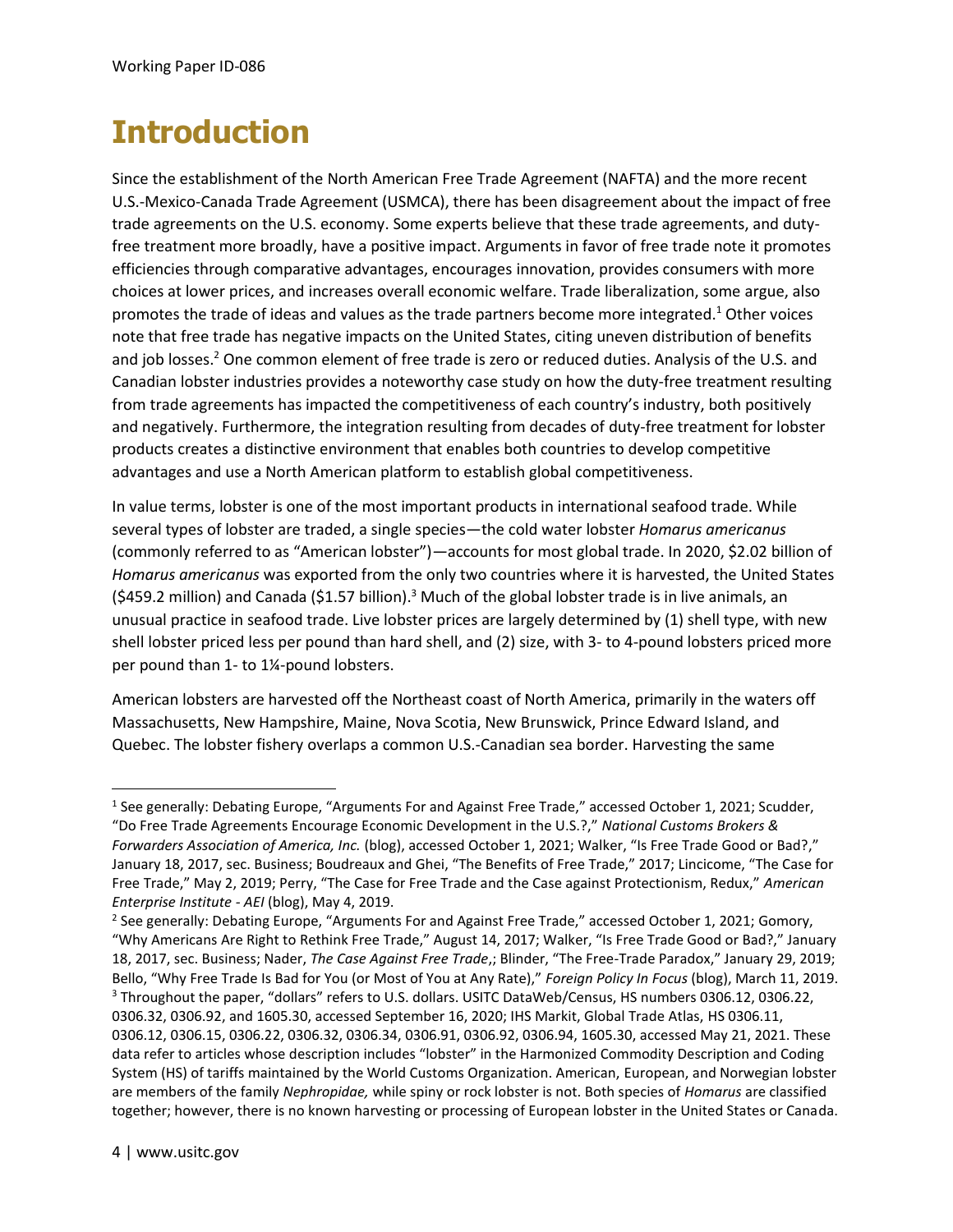# Introduction

Since the establishment of the North American Free Trade Agreement (NAFTA) and the more recent U.S.-Mexico-Canada Trade Agreement (USMCA), there has been disagreement about the impact of free trade agreements on the U.S. economy. Some experts believe that these trade agreements, and duty-free treatment more broadly, have a positive impact. Arguments in favor of free trade note it promotes efficiencies through comparative advantages, encourages innovation, provides consumers with more choices at lower prices, and increases overall economic welfare. Trade liberalization, some argue, also promotes the trade of ideas and values as the trade partners become more integrated.[1] Other voices note that free trade has negative impacts on the United States, citing uneven distribution of benefits and job losses.[2] One common element of free trade is zero or reduced duties. Analysis of the U.S. and Canadian lobster industries provides a noteworthy case study on how the duty-free treatment resulting from trade agreements has impacted the competitiveness of each country's industry, both positively and negatively. Furthermore, the integration resulting from decades of duty-free treatment for lobster products creates a distinctive environment that enables both countries to develop competitive advantages and use a North American platform to establish global competitiveness.

In value terms, lobster is one of the most important products in international seafood trade. While several types of lobster are traded, a single species—the cold water lobster *Homarus americanus* (commonly referred to as "American lobster")—accounts for most global trade. In 2020, $2.02 billion of *Homarus americanus* was exported from the only two countries where it is harvested, the United States ($459.2 million) and Canada ($1.57 billion).[3] Much of the global lobster trade is in live animals, an unusual practice in seafood trade. Live lobster prices are largely determined by (1) shell type, with new shell lobster priced less per pound than hard shell, and (2) size, with 3- to 4-pound lobsters priced more per pound than 1- to 1¼-pound lobsters.

American lobsters are harvested off the Northeast coast of North America, primarily in the waters off Massachusetts, New Hampshire, Maine, Nova Scotia, New Brunswick, Prince Edward Island, and Quebec. The lobster fishery overlaps a common U.S.-Canadian sea border. Harvesting the same

---

[1] See generally: Debating Europe, "Arguments For and Against Free Trade," accessed October 1, 2021; Scudder, "Do Free Trade Agreements Encourage Economic Development in the U.S.?," *National Customs Brokers & Forwarders Association of America, Inc.* (blog), accessed October 1, 2021; Walker, "Is Free Trade Good or Bad?," January 18, 2017, sec. Business; Boudreaux and Ghei, "The Benefits of Free Trade," 2017; Lincicome, "The Case for Free Trade," May 2, 2019; Perry, "The Case for Free Trade and the Case against Protectionism, Redux," *American Enterprise Institute - AEI* (blog), May 4, 2019.

[2] See generally: Debating Europe, "Arguments For and Against Free Trade," accessed October 1, 2021; Gomory, "Why Americans Are Right to Rethink Free Trade," August 14, 2017; Walker, "Is Free Trade Good or Bad?," January 18, 2017, sec. Business; Nader, *The Case Against Free Trade*,; Blinder, "The Free-Trade Paradox," January 29, 2019; Bello, "Why Free Trade Is Bad for You (or Most of You at Any Rate)," *Foreign Policy In Focus* (blog), March 11, 2019.

[3] Throughout the paper, "dollars" refers to U.S. dollars. USITC DataWeb/Census, HS numbers 0306.12, 0306.22, 0306.32, 0306.92, and 1605.30, accessed September 16, 2020; IHS Markit, Global Trade Atlas, HS 0306.11, 0306.12, 0306.15, 0306.22, 0306.32, 0306.34, 0306.91, 0306.92, 0306.94, 1605.30, accessed May 21, 2021. These data refer to articles whose description includes "lobster" in the Harmonized Commodity Description and Coding System (HS) of tariffs maintained by the World Customs Organization. American, European, and Norwegian lobster are members of the family *Nephropidae,* while spiny or rock lobster is not. Both species of *Homarus* are classified together; however, there is no known harvesting or processing of European lobster in the United States or Canada.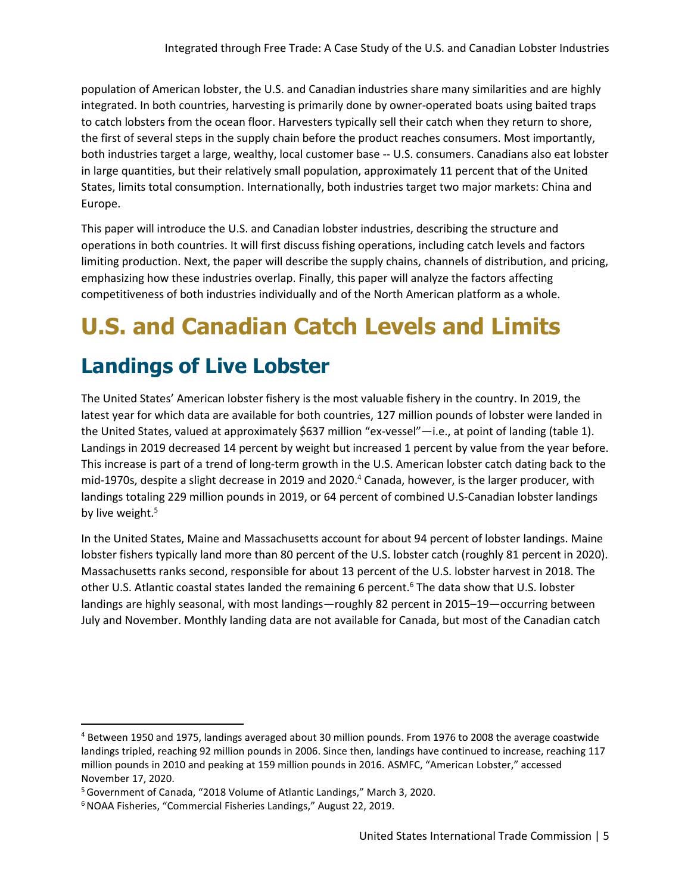population of American lobster, the U.S. and Canadian industries share many similarities and are highly integrated. In both countries, harvesting is primarily done by owner-operated boats using baited traps to catch lobsters from the ocean floor. Harvesters typically sell their catch when they return to shore, the first of several steps in the supply chain before the product reaches consumers. Most importantly, both industries target a large, wealthy, local customer base -- U.S. consumers. Canadians also eat lobster in large quantities, but their relatively small population, approximately 11 percent that of the United States, limits total consumption. Internationally, both industries target two major markets: China and Europe.

This paper will introduce the U.S. and Canadian lobster industries, describing the structure and operations in both countries. It will first discuss fishing operations, including catch levels and factors limiting production. Next, the paper will describe the supply chains, channels of distribution, and pricing, emphasizing how these industries overlap. Finally, this paper will analyze the factors affecting competitiveness of both industries individually and of the North American platform as a whole.

# U.S. and Canadian Catch Levels and Limits

## Landings of Live Lobster

The United States' American lobster fishery is the most valuable fishery in the country. In 2019, the latest year for which data are available for both countries, 127 million pounds of lobster were landed in the United States, valued at approximately $637 million "ex-vessel"—i.e., at point of landing (table 1). Landings in 2019 decreased 14 percent by weight but increased 1 percent by value from the year before. This increase is part of a trend of long-term growth in the U.S. American lobster catch dating back to the mid-1970s, despite a slight decrease in 2019 and 2020.[4] Canada, however, is the larger producer, with landings totaling 229 million pounds in 2019, or 64 percent of combined U.S-Canadian lobster landings by live weight.[5]

In the United States, Maine and Massachusetts account for about 94 percent of lobster landings. Maine lobster fishers typically land more than 80 percent of the U.S. lobster catch (roughly 81 percent in 2020). Massachusetts ranks second, responsible for about 13 percent of the U.S. lobster harvest in 2018. The other U.S. Atlantic coastal states landed the remaining 6 percent.[6] The data show that U.S. lobster landings are highly seasonal, with most landings—roughly 82 percent in 2015–19—occurring between July and November. Monthly landing data are not available for Canada, but most of the Canadian catch

---

[4] Between 1950 and 1975, landings averaged about 30 million pounds. From 1976 to 2008 the average coastwide landings tripled, reaching 92 million pounds in 2006. Since then, landings have continued to increase, reaching 117 million pounds in 2010 and peaking at 159 million pounds in 2016. ASMFC, "American Lobster," accessed November 17, 2020.

[5] Government of Canada, "2018 Volume of Atlantic Landings," March 3, 2020.

[6] NOAA Fisheries, "Commercial Fisheries Landings," August 22, 2019.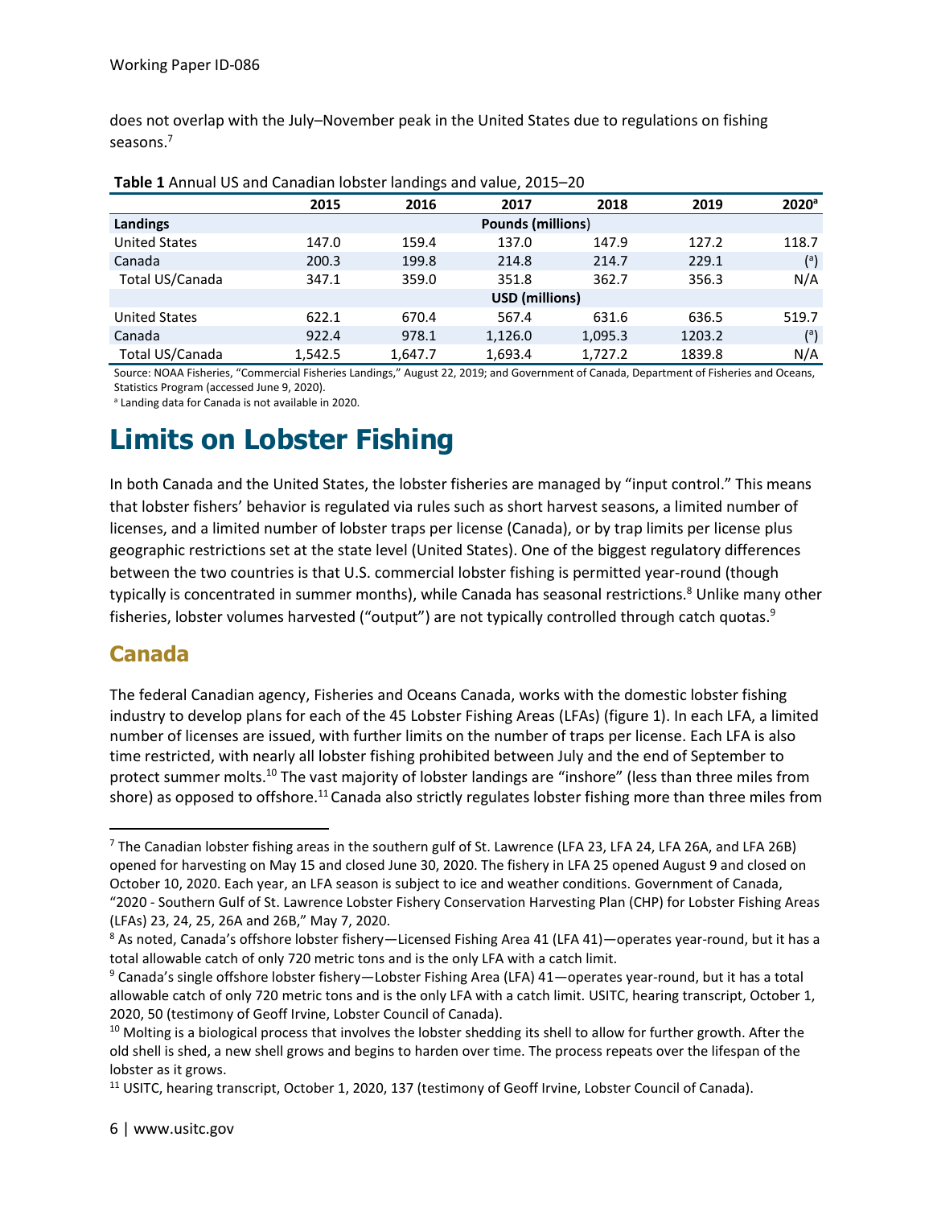does not overlap with the July–November peak in the United States due to regulations on fishing seasons.[7]

**Table 1** Annual US and Canadian lobster landings and value, 2015–20

| | 2015 | 2016 | 2017 | 2018 | 2019 | 2020[a] |
|---|---|---|---|---|---|---|
| **Landings** | | | **Pounds (millions)** | | | |
| United States | 147.0 | 159.4 | 137.0 | 147.9 | 127.2 | 118.7 |
| Canada | 200.3 | 199.8 | 214.8 | 214.7 | 229.1 | ([a]) |
| Total US/Canada | 347.1 | 359.0 | 351.8 | 362.7 | 356.3 | N/A |
| | | | **USD (millions)** | | | |
| United States | 622.1 | 670.4 | 567.4 | 631.6 | 636.5 | 519.7 |
| Canada | 922.4 | 978.1 | 1,126.0 | 1,095.3 | 1203.2 | ([a]) |
| Total US/Canada | 1,542.5 | 1,647.7 | 1,693.4 | 1,727.2 | 1839.8 | N/A |

Source: NOAA Fisheries, "Commercial Fisheries Landings," August 22, 2019; and Government of Canada, Department of Fisheries and Oceans, Statistics Program (accessed June 9, 2020).

[a] Landing data for Canada is not available in 2020.

# Limits on Lobster Fishing

In both Canada and the United States, the lobster fisheries are managed by "input control." This means that lobster fishers' behavior is regulated via rules such as short harvest seasons, a limited number of licenses, and a limited number of lobster traps per license (Canada), or by trap limits per license plus geographic restrictions set at the state level (United States). One of the biggest regulatory differences between the two countries is that U.S. commercial lobster fishing is permitted year-round (though typically is concentrated in summer months), while Canada has seasonal restrictions.[8] Unlike many other fisheries, lobster volumes harvested ("output") are not typically controlled through catch quotas.[9]

## Canada

The federal Canadian agency, Fisheries and Oceans Canada, works with the domestic lobster fishing industry to develop plans for each of the 45 Lobster Fishing Areas (LFAs) (figure 1). In each LFA, a limited number of licenses are issued, with further limits on the number of traps per license. Each LFA is also time restricted, with nearly all lobster fishing prohibited between July and the end of September to protect summer molts.[10] The vast majority of lobster landings are "inshore" (less than three miles from shore) as opposed to offshore.[11] Canada also strictly regulates lobster fishing more than three miles from

---

[7] The Canadian lobster fishing areas in the southern gulf of St. Lawrence (LFA 23, LFA 24, LFA 26A, and LFA 26B) opened for harvesting on May 15 and closed June 30, 2020. The fishery in LFA 25 opened August 9 and closed on October 10, 2020. Each year, an LFA season is subject to ice and weather conditions. Government of Canada, "2020 - Southern Gulf of St. Lawrence Lobster Fishery Conservation Harvesting Plan (CHP) for Lobster Fishing Areas (LFAs) 23, 24, 25, 26A and 26B," May 7, 2020.

[8] As noted, Canada's offshore lobster fishery—Licensed Fishing Area 41 (LFA 41)—operates year-round, but it has a total allowable catch of only 720 metric tons and is the only LFA with a catch limit.

[9] Canada's single offshore lobster fishery—Lobster Fishing Area (LFA) 41—operates year-round, but it has a total allowable catch of only 720 metric tons and is the only LFA with a catch limit. USITC, hearing transcript, October 1, 2020, 50 (testimony of Geoff Irvine, Lobster Council of Canada).

[10] Molting is a biological process that involves the lobster shedding its shell to allow for further growth. After the old shell is shed, a new shell grows and begins to harden over time. The process repeats over the lifespan of the lobster as it grows.

[11] USITC, hearing transcript, October 1, 2020, 137 (testimony of Geoff Irvine, Lobster Council of Canada).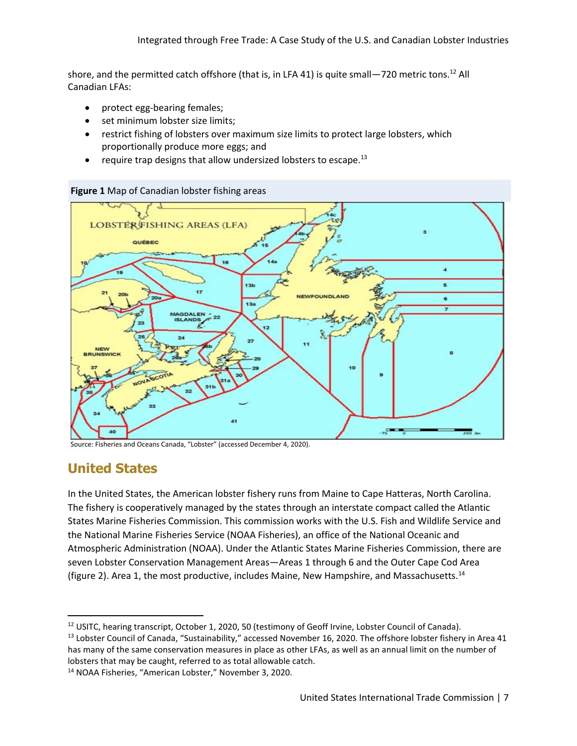shore, and the permitted catch offshore (that is, in LFA 41) is quite small—720 metric tons.[12] All Canadian LFAs:

- protect egg-bearing females;
- set minimum lobster size limits;
- restrict fishing of lobsters over maximum size limits to protect large lobsters, which proportionally produce more eggs; and
- require trap designs that allow undersized lobsters to escape.[13]

**Figure 1** Map of Canadian lobster fishing areas

Source: Fisheries and Oceans Canada, "Lobster" (accessed December 4, 2020).

## United States

In the United States, the American lobster fishery runs from Maine to Cape Hatteras, North Carolina. The fishery is cooperatively managed by the states through an interstate compact called the Atlantic States Marine Fisheries Commission. This commission works with the U.S. Fish and Wildlife Service and the National Marine Fisheries Service (NOAA Fisheries), an office of the National Oceanic and Atmospheric Administration (NOAA). Under the Atlantic States Marine Fisheries Commission, there are seven Lobster Conservation Management Areas—Areas 1 through 6 and the Outer Cape Cod Area (figure 2). Area 1, the most productive, includes Maine, New Hampshire, and Massachusetts.[14]

---

[12] USITC, hearing transcript, October 1, 2020, 50 (testimony of Geoff Irvine, Lobster Council of Canada).

[13] Lobster Council of Canada, "Sustainability," accessed November 16, 2020. The offshore lobster fishery in Area 41 has many of the same conservation measures in place as other LFAs, as well as an annual limit on the number of lobsters that may be caught, referred to as total allowable catch.

[14] NOAA Fisheries, "American Lobster," November 3, 2020.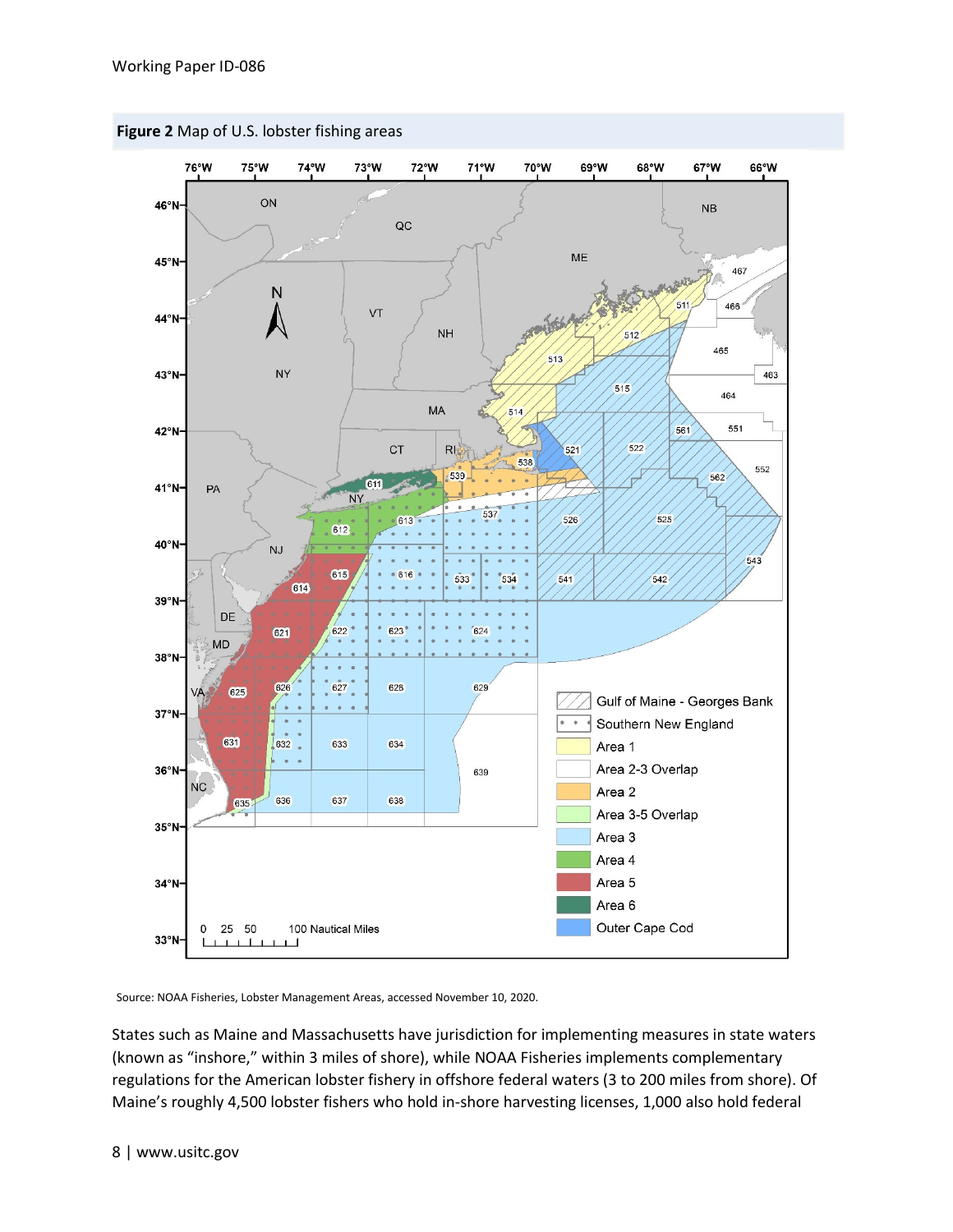**Figure 2** Map of U.S. lobster fishing areas

Source: NOAA Fisheries, Lobster Management Areas, accessed November 10, 2020.

States such as Maine and Massachusetts have jurisdiction for implementing measures in state waters (known as "inshore," within 3 miles of shore), while NOAA Fisheries implements complementary regulations for the American lobster fishery in offshore federal waters (3 to 200 miles from shore). Of Maine's roughly 4,500 lobster fishers who hold in-shore harvesting licenses, 1,000 also hold federal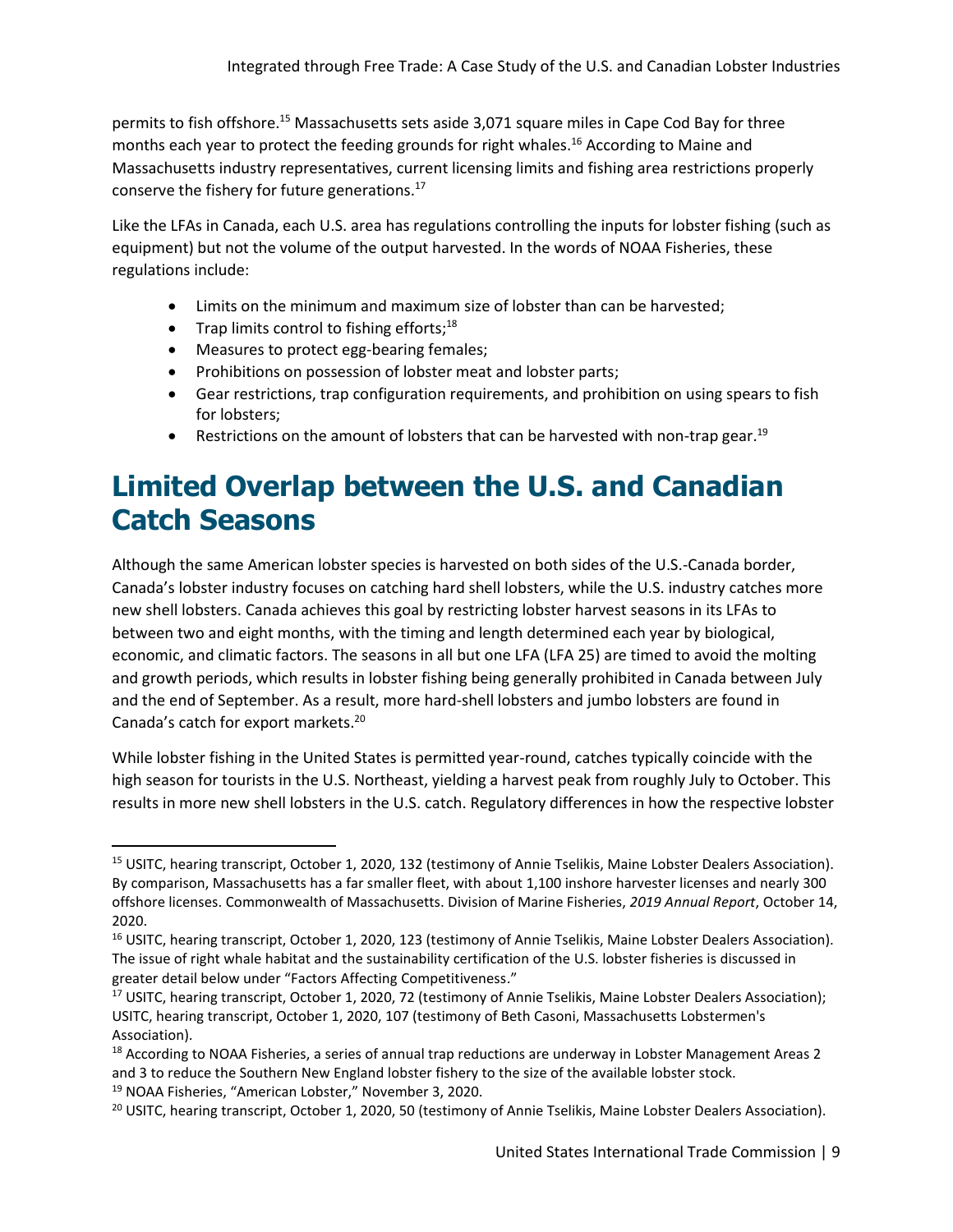permits to fish offshore.[15] Massachusetts sets aside 3,071 square miles in Cape Cod Bay for three months each year to protect the feeding grounds for right whales.[16] According to Maine and Massachusetts industry representatives, current licensing limits and fishing area restrictions properly conserve the fishery for future generations.[17]

Like the LFAs in Canada, each U.S. area has regulations controlling the inputs for lobster fishing (such as equipment) but not the volume of the output harvested. In the words of NOAA Fisheries, these regulations include:

- Limits on the minimum and maximum size of lobster than can be harvested;
- Trap limits control to fishing efforts;[18]
- Measures to protect egg-bearing females;
- Prohibitions on possession of lobster meat and lobster parts;
- Gear restrictions, trap configuration requirements, and prohibition on using spears to fish for lobsters;
- Restrictions on the amount of lobsters that can be harvested with non-trap gear.[19]

# Limited Overlap between the U.S. and Canadian Catch Seasons

Although the same American lobster species is harvested on both sides of the U.S.-Canada border, Canada's lobster industry focuses on catching hard shell lobsters, while the U.S. industry catches more new shell lobsters. Canada achieves this goal by restricting lobster harvest seasons in its LFAs to between two and eight months, with the timing and length determined each year by biological, economic, and climatic factors. The seasons in all but one LFA (LFA 25) are timed to avoid the molting and growth periods, which results in lobster fishing being generally prohibited in Canada between July and the end of September. As a result, more hard-shell lobsters and jumbo lobsters are found in Canada's catch for export markets.[20]

While lobster fishing in the United States is permitted year-round, catches typically coincide with the high season for tourists in the U.S. Northeast, yielding a harvest peak from roughly July to October. This results in more new shell lobsters in the U.S. catch. Regulatory differences in how the respective lobster

---

[15] USITC, hearing transcript, October 1, 2020, 132 (testimony of Annie Tselikis, Maine Lobster Dealers Association). By comparison, Massachusetts has a far smaller fleet, with about 1,100 inshore harvester licenses and nearly 300 offshore licenses. Commonwealth of Massachusetts. Division of Marine Fisheries, *2019 Annual Report*, October 14, 2020.

[16] USITC, hearing transcript, October 1, 2020, 123 (testimony of Annie Tselikis, Maine Lobster Dealers Association). The issue of right whale habitat and the sustainability certification of the U.S. lobster fisheries is discussed in greater detail below under "Factors Affecting Competitiveness."

[17] USITC, hearing transcript, October 1, 2020, 72 (testimony of Annie Tselikis, Maine Lobster Dealers Association); USITC, hearing transcript, October 1, 2020, 107 (testimony of Beth Casoni, Massachusetts Lobstermen's Association).

[18] According to NOAA Fisheries, a series of annual trap reductions are underway in Lobster Management Areas 2 and 3 to reduce the Southern New England lobster fishery to the size of the available lobster stock.

[19] NOAA Fisheries, "American Lobster," November 3, 2020.

[20] USITC, hearing transcript, October 1, 2020, 50 (testimony of Annie Tselikis, Maine Lobster Dealers Association).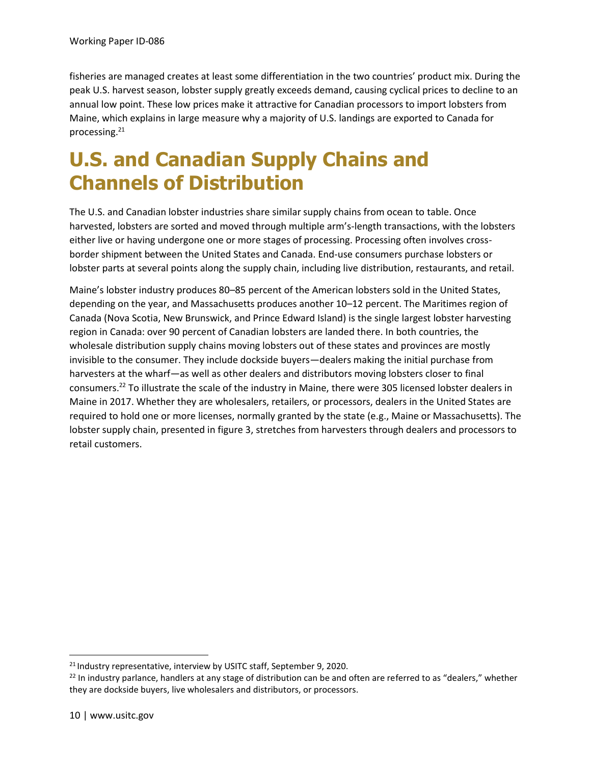fisheries are managed creates at least some differentiation in the two countries' product mix. During the peak U.S. harvest season, lobster supply greatly exceeds demand, causing cyclical prices to decline to an annual low point. These low prices make it attractive for Canadian processors to import lobsters from Maine, which explains in large measure why a majority of U.S. landings are exported to Canada for processing.[21]

# U.S. and Canadian Supply Chains and Channels of Distribution

The U.S. and Canadian lobster industries share similar supply chains from ocean to table. Once harvested, lobsters are sorted and moved through multiple arm's-length transactions, with the lobsters either live or having undergone one or more stages of processing. Processing often involves cross-border shipment between the United States and Canada. End-use consumers purchase lobsters or lobster parts at several points along the supply chain, including live distribution, restaurants, and retail.

Maine's lobster industry produces 80–85 percent of the American lobsters sold in the United States, depending on the year, and Massachusetts produces another 10–12 percent. The Maritimes region of Canada (Nova Scotia, New Brunswick, and Prince Edward Island) is the single largest lobster harvesting region in Canada: over 90 percent of Canadian lobsters are landed there. In both countries, the wholesale distribution supply chains moving lobsters out of these states and provinces are mostly invisible to the consumer. They include dockside buyers—dealers making the initial purchase from harvesters at the wharf—as well as other dealers and distributors moving lobsters closer to final consumers.[22] To illustrate the scale of the industry in Maine, there were 305 licensed lobster dealers in Maine in 2017. Whether they are wholesalers, retailers, or processors, dealers in the United States are required to hold one or more licenses, normally granted by the state (e.g., Maine or Massachusetts). The lobster supply chain, presented in figure 3, stretches from harvesters through dealers and processors to retail customers.

---

[21] Industry representative, interview by USITC staff, September 9, 2020.

[22] In industry parlance, handlers at any stage of distribution can be and often are referred to as "dealers," whether they are dockside buyers, live wholesalers and distributors, or processors.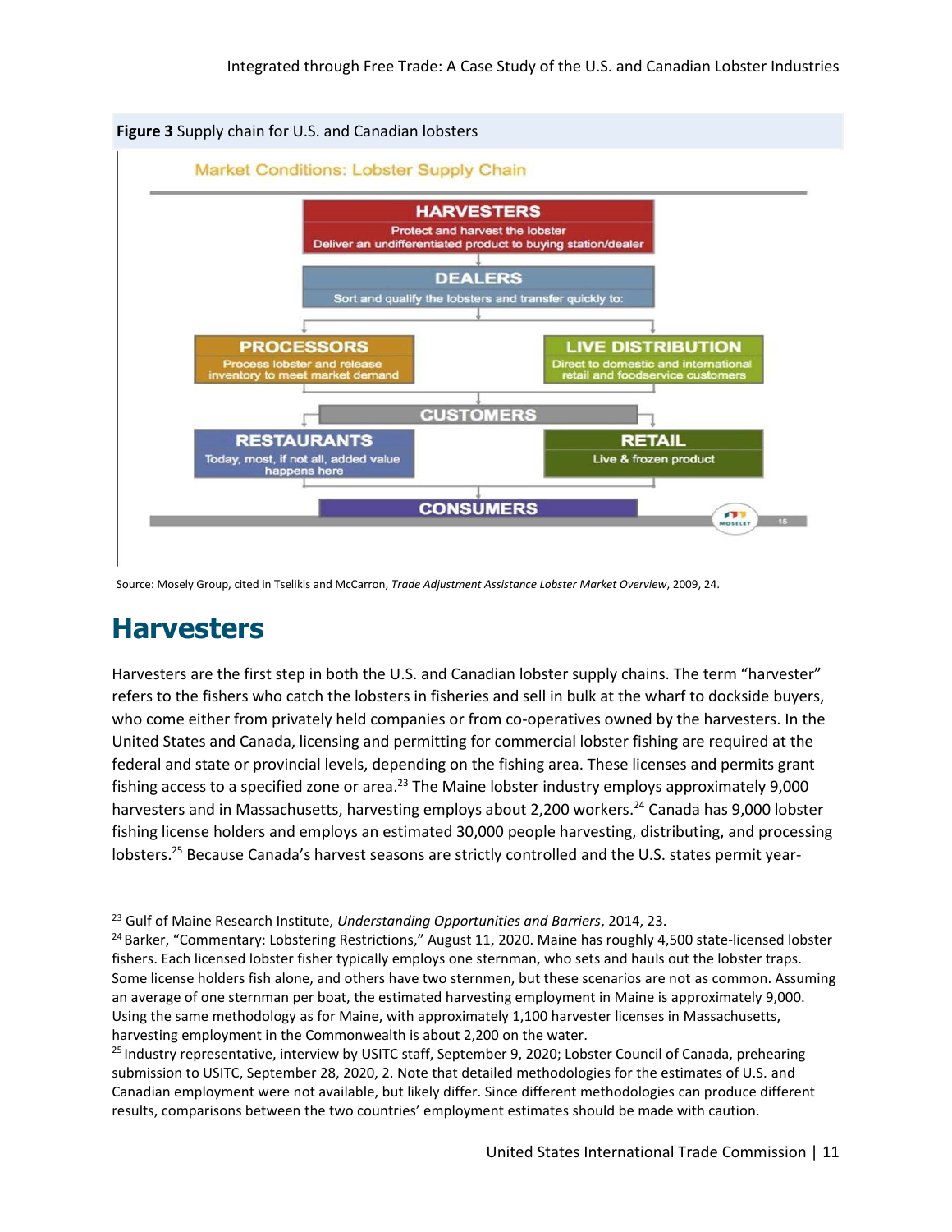**Figure 3** Supply chain for U.S. and Canadian lobsters

Market Conditions: Lobster Supply Chain

HARVESTERS
Protect and harvest the lobster
Deliver an undifferentiated product to buying station/dealer

DEALERS
Sort and qualify the lobsters and transfer quickly to:

PROCESSORS
Process lobster and release inventory to meet market demand

LIVE DISTRIBUTION
Direct to domestic and international retail and foodservice customers

CUSTOMERS

RESTAURANTS
Today, most, if not all, added value happens here

RETAIL
Live & frozen product

CONSUMERS

Source: Mosely Group, cited in Tselikis and McCarron, *Trade Adjustment Assistance Lobster Market Overview*, 2009, 24.

## Harvesters

Harvesters are the first step in both the U.S. and Canadian lobster supply chains. The term "harvester" refers to the fishers who catch the lobsters in fisheries and sell in bulk at the wharf to dockside buyers, who come either from privately held companies or from co-operatives owned by the harvesters. In the United States and Canada, licensing and permitting for commercial lobster fishing are required at the federal and state or provincial levels, depending on the fishing area. These licenses and permits grant fishing access to a specified zone or area.[23] The Maine lobster industry employs approximately 9,000 harvesters and in Massachusetts, harvesting employs about 2,200 workers.[24] Canada has 9,000 lobster fishing license holders and employs an estimated 30,000 people harvesting, distributing, and processing lobsters.[25] Because Canada's harvest seasons are strictly controlled and the U.S. states permit year-

---

[23] Gulf of Maine Research Institute, *Understanding Opportunities and Barriers*, 2014, 23.

[24] Barker, "Commentary: Lobstering Restrictions," August 11, 2020. Maine has roughly 4,500 state-licensed lobster fishers. Each licensed lobster fisher typically employs one sternman, who sets and hauls out the lobster traps. Some license holders fish alone, and others have two sternmen, but these scenarios are not as common. Assuming an average of one sternman per boat, the estimated harvesting employment in Maine is approximately 9,000. Using the same methodology as for Maine, with approximately 1,100 harvester licenses in Massachusetts, harvesting employment in the Commonwealth is about 2,200 on the water.

[25] Industry representative, interview by USITC staff, September 9, 2020; Lobster Council of Canada, prehearing submission to USITC, September 28, 2020, 2. Note that detailed methodologies for the estimates of U.S. and Canadian employment were not available, but likely differ. Since different methodologies can produce different results, comparisons between the two countries' employment estimates should be made with caution.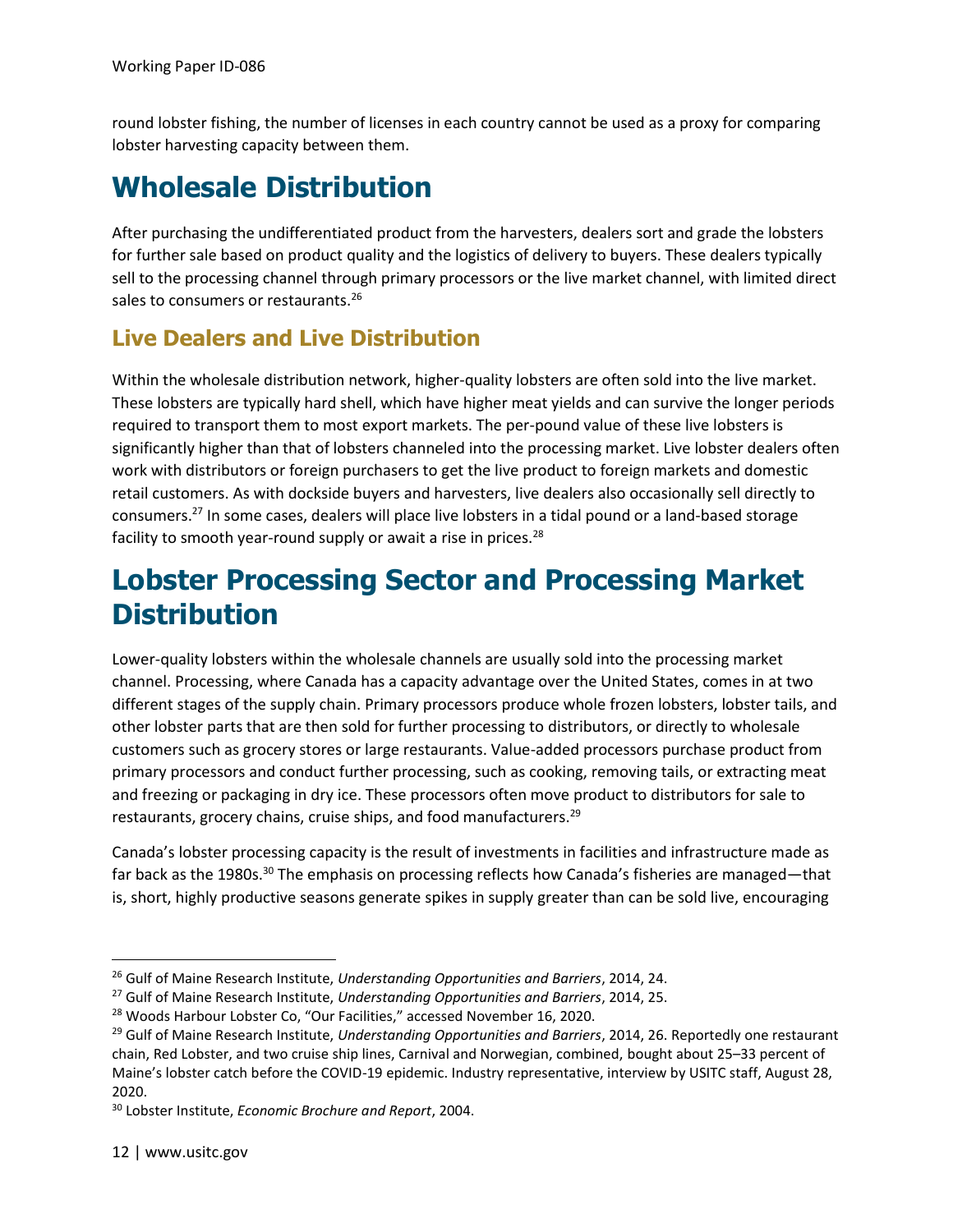round lobster fishing, the number of licenses in each country cannot be used as a proxy for comparing lobster harvesting capacity between them.

# Wholesale Distribution

After purchasing the undifferentiated product from the harvesters, dealers sort and grade the lobsters for further sale based on product quality and the logistics of delivery to buyers. These dealers typically sell to the processing channel through primary processors or the live market channel, with limited direct sales to consumers or restaurants.[26]

## Live Dealers and Live Distribution

Within the wholesale distribution network, higher-quality lobsters are often sold into the live market. These lobsters are typically hard shell, which have higher meat yields and can survive the longer periods required to transport them to most export markets. The per-pound value of these live lobsters is significantly higher than that of lobsters channeled into the processing market. Live lobster dealers often work with distributors or foreign purchasers to get the live product to foreign markets and domestic retail customers. As with dockside buyers and harvesters, live dealers also occasionally sell directly to consumers.[27] In some cases, dealers will place live lobsters in a tidal pound or a land-based storage facility to smooth year-round supply or await a rise in prices.[28]

# Lobster Processing Sector and Processing Market Distribution

Lower-quality lobsters within the wholesale channels are usually sold into the processing market channel. Processing, where Canada has a capacity advantage over the United States, comes in at two different stages of the supply chain. Primary processors produce whole frozen lobsters, lobster tails, and other lobster parts that are then sold for further processing to distributors, or directly to wholesale customers such as grocery stores or large restaurants. Value-added processors purchase product from primary processors and conduct further processing, such as cooking, removing tails, or extracting meat and freezing or packaging in dry ice. These processors often move product to distributors for sale to restaurants, grocery chains, cruise ships, and food manufacturers.[29]

Canada's lobster processing capacity is the result of investments in facilities and infrastructure made as far back as the 1980s.[30] The emphasis on processing reflects how Canada's fisheries are managed—that is, short, highly productive seasons generate spikes in supply greater than can be sold live, encouraging

---

[26] Gulf of Maine Research Institute, *Understanding Opportunities and Barriers*, 2014, 24.

[27] Gulf of Maine Research Institute, *Understanding Opportunities and Barriers*, 2014, 25.

[28] Woods Harbour Lobster Co, "Our Facilities," accessed November 16, 2020.

[29] Gulf of Maine Research Institute, *Understanding Opportunities and Barriers*, 2014, 26. Reportedly one restaurant chain, Red Lobster, and two cruise ship lines, Carnival and Norwegian, combined, bought about 25–33 percent of Maine's lobster catch before the COVID-19 epidemic. Industry representative, interview by USITC staff, August 28, 2020.

[30] Lobster Institute, *Economic Brochure and Report*, 2004.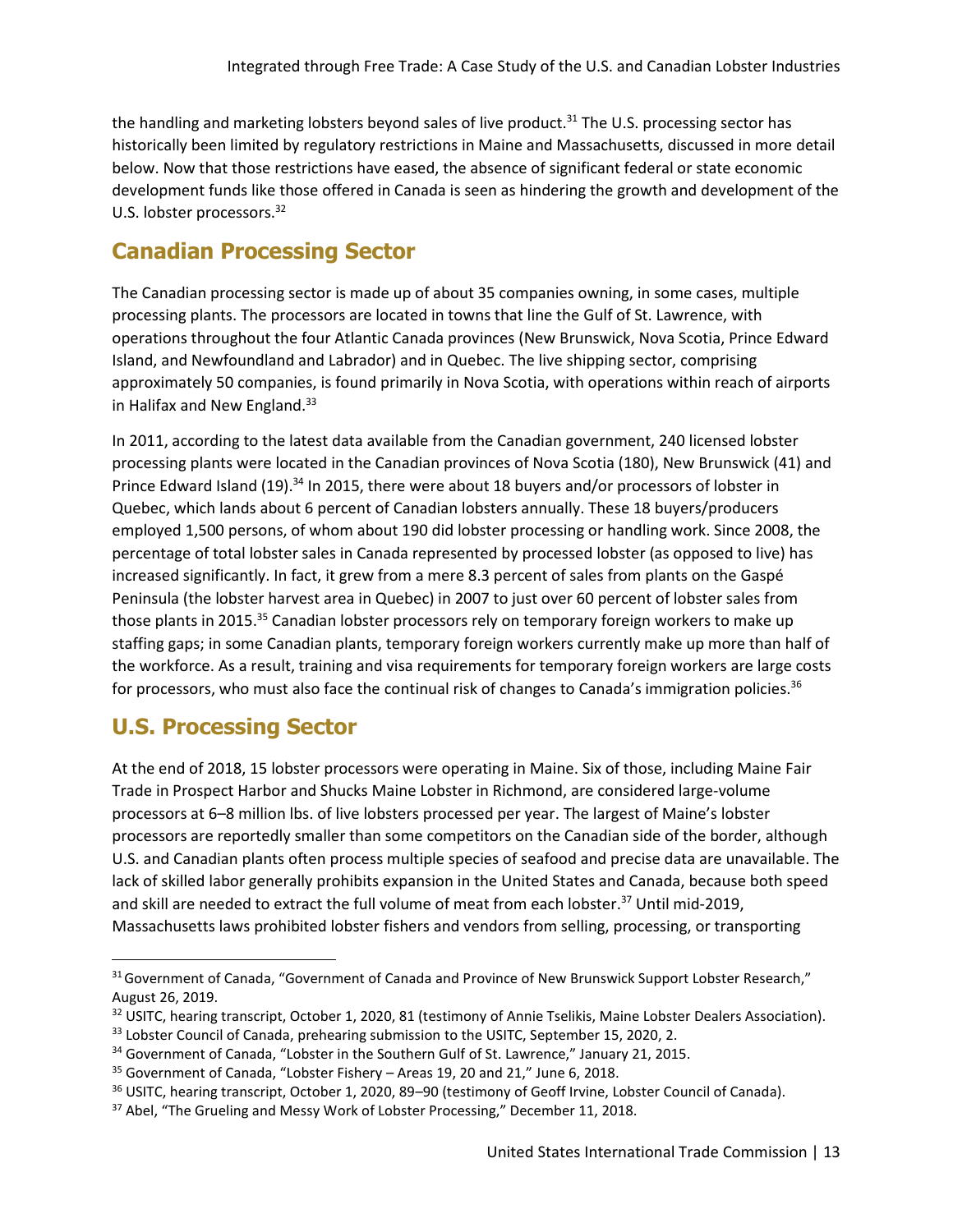the handling and marketing lobsters beyond sales of live product.[31] The U.S. processing sector has historically been limited by regulatory restrictions in Maine and Massachusetts, discussed in more detail below. Now that those restrictions have eased, the absence of significant federal or state economic development funds like those offered in Canada is seen as hindering the growth and development of the U.S. lobster processors.[32]

## Canadian Processing Sector

The Canadian processing sector is made up of about 35 companies owning, in some cases, multiple processing plants. The processors are located in towns that line the Gulf of St. Lawrence, with operations throughout the four Atlantic Canada provinces (New Brunswick, Nova Scotia, Prince Edward Island, and Newfoundland and Labrador) and in Quebec. The live shipping sector, comprising approximately 50 companies, is found primarily in Nova Scotia, with operations within reach of airports in Halifax and New England.[33]

In 2011, according to the latest data available from the Canadian government, 240 licensed lobster processing plants were located in the Canadian provinces of Nova Scotia (180), New Brunswick (41) and Prince Edward Island (19).[34] In 2015, there were about 18 buyers and/or processors of lobster in Quebec, which lands about 6 percent of Canadian lobsters annually. These 18 buyers/producers employed 1,500 persons, of whom about 190 did lobster processing or handling work. Since 2008, the percentage of total lobster sales in Canada represented by processed lobster (as opposed to live) has increased significantly. In fact, it grew from a mere 8.3 percent of sales from plants on the Gaspé Peninsula (the lobster harvest area in Quebec) in 2007 to just over 60 percent of lobster sales from those plants in 2015.[35] Canadian lobster processors rely on temporary foreign workers to make up staffing gaps; in some Canadian plants, temporary foreign workers currently make up more than half of the workforce. As a result, training and visa requirements for temporary foreign workers are large costs for processors, who must also face the continual risk of changes to Canada's immigration policies.[36]

## U.S. Processing Sector

At the end of 2018, 15 lobster processors were operating in Maine. Six of those, including Maine Fair Trade in Prospect Harbor and Shucks Maine Lobster in Richmond, are considered large-volume processors at 6–8 million lbs. of live lobsters processed per year. The largest of Maine's lobster processors are reportedly smaller than some competitors on the Canadian side of the border, although U.S. and Canadian plants often process multiple species of seafood and precise data are unavailable. The lack of skilled labor generally prohibits expansion in the United States and Canada, because both speed and skill are needed to extract the full volume of meat from each lobster.[37] Until mid-2019, Massachusetts laws prohibited lobster fishers and vendors from selling, processing, or transporting

---

[31] Government of Canada, "Government of Canada and Province of New Brunswick Support Lobster Research," August 26, 2019.

[32] USITC, hearing transcript, October 1, 2020, 81 (testimony of Annie Tselikis, Maine Lobster Dealers Association).

[33] Lobster Council of Canada, prehearing submission to the USITC, September 15, 2020, 2.

[34] Government of Canada, "Lobster in the Southern Gulf of St. Lawrence," January 21, 2015.

[35] Government of Canada, "Lobster Fishery – Areas 19, 20 and 21," June 6, 2018.

[36] USITC, hearing transcript, October 1, 2020, 89–90 (testimony of Geoff Irvine, Lobster Council of Canada).

[37] Abel, "The Grueling and Messy Work of Lobster Processing," December 11, 2018.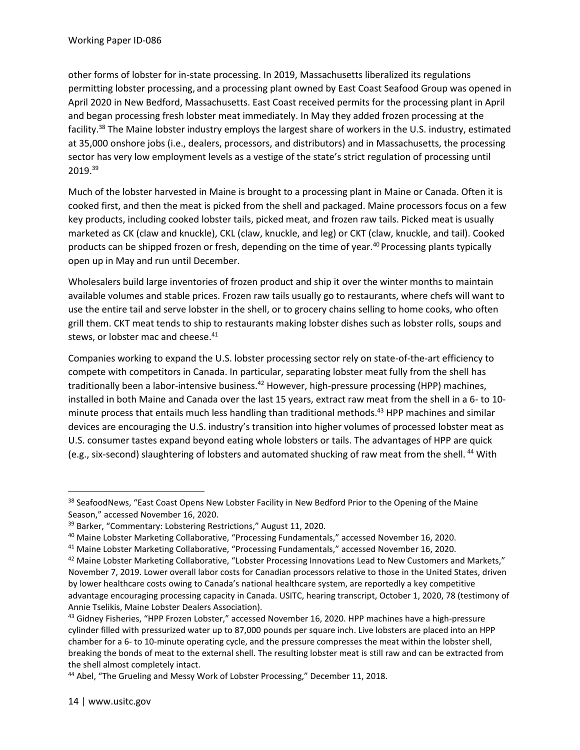other forms of lobster for in-state processing. In 2019, Massachusetts liberalized its regulations permitting lobster processing, and a processing plant owned by East Coast Seafood Group was opened in April 2020 in New Bedford, Massachusetts. East Coast received permits for the processing plant in April and began processing fresh lobster meat immediately. In May they added frozen processing at the facility.[38] The Maine lobster industry employs the largest share of workers in the U.S. industry, estimated at 35,000 onshore jobs (i.e., dealers, processors, and distributors) and in Massachusetts, the processing sector has very low employment levels as a vestige of the state's strict regulation of processing until 2019.[39]

Much of the lobster harvested in Maine is brought to a processing plant in Maine or Canada. Often it is cooked first, and then the meat is picked from the shell and packaged. Maine processors focus on a few key products, including cooked lobster tails, picked meat, and frozen raw tails. Picked meat is usually marketed as CK (claw and knuckle), CKL (claw, knuckle, and leg) or CKT (claw, knuckle, and tail). Cooked products can be shipped frozen or fresh, depending on the time of year.[40] Processing plants typically open up in May and run until December.

Wholesalers build large inventories of frozen product and ship it over the winter months to maintain available volumes and stable prices. Frozen raw tails usually go to restaurants, where chefs will want to use the entire tail and serve lobster in the shell, or to grocery chains selling to home cooks, who often grill them. CKT meat tends to ship to restaurants making lobster dishes such as lobster rolls, soups and stews, or lobster mac and cheese.[41]

Companies working to expand the U.S. lobster processing sector rely on state-of-the-art efficiency to compete with competitors in Canada. In particular, separating lobster meat fully from the shell has traditionally been a labor-intensive business.[42] However, high-pressure processing (HPP) machines, installed in both Maine and Canada over the last 15 years, extract raw meat from the shell in a 6- to 10-minute process that entails much less handling than traditional methods.[43] HPP machines and similar devices are encouraging the U.S. industry's transition into higher volumes of processed lobster meat as U.S. consumer tastes expand beyond eating whole lobsters or tails. The advantages of HPP are quick (e.g., six-second) slaughtering of lobsters and automated shucking of raw meat from the shell.[44] With

---

[38] SeafoodNews, "East Coast Opens New Lobster Facility in New Bedford Prior to the Opening of the Maine Season," accessed November 16, 2020.

[39] Barker, "Commentary: Lobstering Restrictions," August 11, 2020.

[40] Maine Lobster Marketing Collaborative, "Processing Fundamentals," accessed November 16, 2020.

[41] Maine Lobster Marketing Collaborative, "Processing Fundamentals," accessed November 16, 2020.

[42] Maine Lobster Marketing Collaborative, "Lobster Processing Innovations Lead to New Customers and Markets," November 7, 2019. Lower overall labor costs for Canadian processors relative to those in the United States, driven by lower healthcare costs owing to Canada's national healthcare system, are reportedly a key competitive advantage encouraging processing capacity in Canada. USITC, hearing transcript, October 1, 2020, 78 (testimony of Annie Tselikis, Maine Lobster Dealers Association).

[43] Gidney Fisheries, "HPP Frozen Lobster," accessed November 16, 2020. HPP machines have a high-pressure cylinder filled with pressurized water up to 87,000 pounds per square inch. Live lobsters are placed into an HPP chamber for a 6- to 10-minute operating cycle, and the pressure compresses the meat within the lobster shell, breaking the bonds of meat to the external shell. The resulting lobster meat is still raw and can be extracted from the shell almost completely intact.

[44] Abel, "The Grueling and Messy Work of Lobster Processing," December 11, 2018.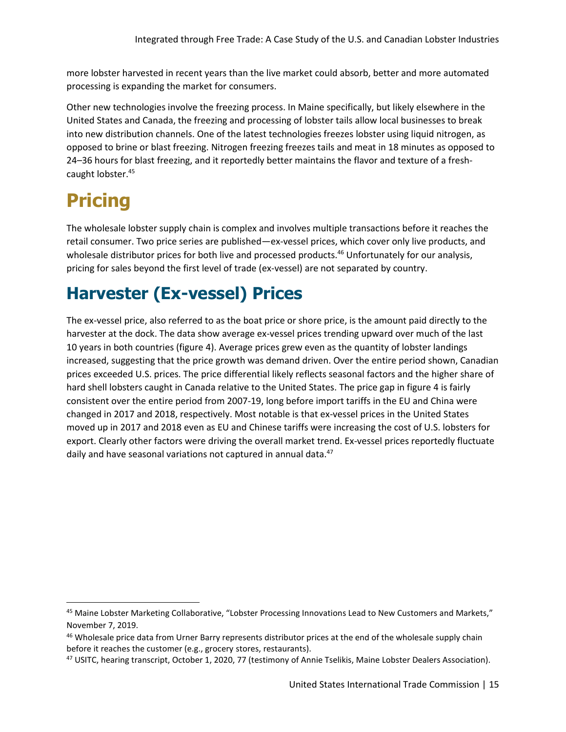more lobster harvested in recent years than the live market could absorb, better and more automated processing is expanding the market for consumers.

Other new technologies involve the freezing process. In Maine specifically, but likely elsewhere in the United States and Canada, the freezing and processing of lobster tails allow local businesses to break into new distribution channels. One of the latest technologies freezes lobster using liquid nitrogen, as opposed to brine or blast freezing. Nitrogen freezing freezes tails and meat in 18 minutes as opposed to 24–36 hours for blast freezing, and it reportedly better maintains the flavor and texture of a fresh-caught lobster.[45]

# Pricing

The wholesale lobster supply chain is complex and involves multiple transactions before it reaches the retail consumer. Two price series are published—ex-vessel prices, which cover only live products, and wholesale distributor prices for both live and processed products.[46] Unfortunately for our analysis, pricing for sales beyond the first level of trade (ex-vessel) are not separated by country.

## Harvester (Ex-vessel) Prices

The ex-vessel price, also referred to as the boat price or shore price, is the amount paid directly to the harvester at the dock. The data show average ex-vessel prices trending upward over much of the last 10 years in both countries (figure 4). Average prices grew even as the quantity of lobster landings increased, suggesting that the price growth was demand driven. Over the entire period shown, Canadian prices exceeded U.S. prices. The price differential likely reflects seasonal factors and the higher share of hard shell lobsters caught in Canada relative to the United States. The price gap in figure 4 is fairly consistent over the entire period from 2007-19, long before import tariffs in the EU and China were changed in 2017 and 2018, respectively. Most notable is that ex-vessel prices in the United States moved up in 2017 and 2018 even as EU and Chinese tariffs were increasing the cost of U.S. lobsters for export. Clearly other factors were driving the overall market trend. Ex-vessel prices reportedly fluctuate daily and have seasonal variations not captured in annual data.[47]

---

[45] Maine Lobster Marketing Collaborative, "Lobster Processing Innovations Lead to New Customers and Markets," November 7, 2019.

[46] Wholesale price data from Urner Barry represents distributor prices at the end of the wholesale supply chain before it reaches the customer (e.g., grocery stores, restaurants).

[47] USITC, hearing transcript, October 1, 2020, 77 (testimony of Annie Tselikis, Maine Lobster Dealers Association).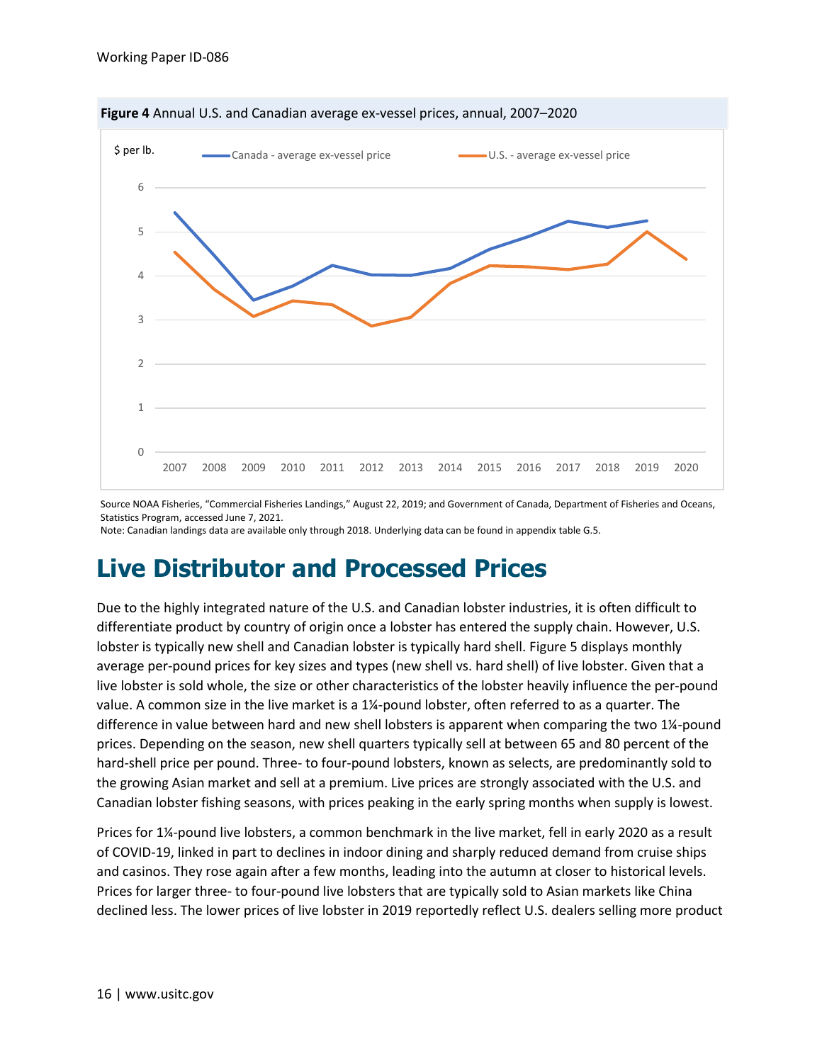**Figure 4** Annual U.S. and Canadian average ex-vessel prices, annual, 2007–2020

Source NOAA Fisheries, "Commercial Fisheries Landings," August 22, 2019; and Government of Canada, Department of Fisheries and Oceans, Statistics Program, accessed June 7, 2021.
Note: Canadian landings data are available only through 2018. Underlying data can be found in appendix table G.5.

# Live Distributor and Processed Prices

Due to the highly integrated nature of the U.S. and Canadian lobster industries, it is often difficult to differentiate product by country of origin once a lobster has entered the supply chain. However, U.S. lobster is typically new shell and Canadian lobster is typically hard shell. Figure 5 displays monthly average per-pound prices for key sizes and types (new shell vs. hard shell) of live lobster. Given that a live lobster is sold whole, the size or other characteristics of the lobster heavily influence the per-pound value. A common size in the live market is a 1¼-pound lobster, often referred to as a quarter. The difference in value between hard and new shell lobsters is apparent when comparing the two 1¼-pound prices. Depending on the season, new shell quarters typically sell at between 65 and 80 percent of the hard-shell price per pound. Three- to four-pound lobsters, known as selects, are predominantly sold to the growing Asian market and sell at a premium. Live prices are strongly associated with the U.S. and Canadian lobster fishing seasons, with prices peaking in the early spring months when supply is lowest.

Prices for 1¼-pound live lobsters, a common benchmark in the live market, fell in early 2020 as a result of COVID-19, linked in part to declines in indoor dining and sharply reduced demand from cruise ships and casinos. They rose again after a few months, leading into the autumn at closer to historical levels. Prices for larger three- to four-pound live lobsters that are typically sold to Asian markets like China declined less. The lower prices of live lobster in 2019 reportedly reflect U.S. dealers selling more product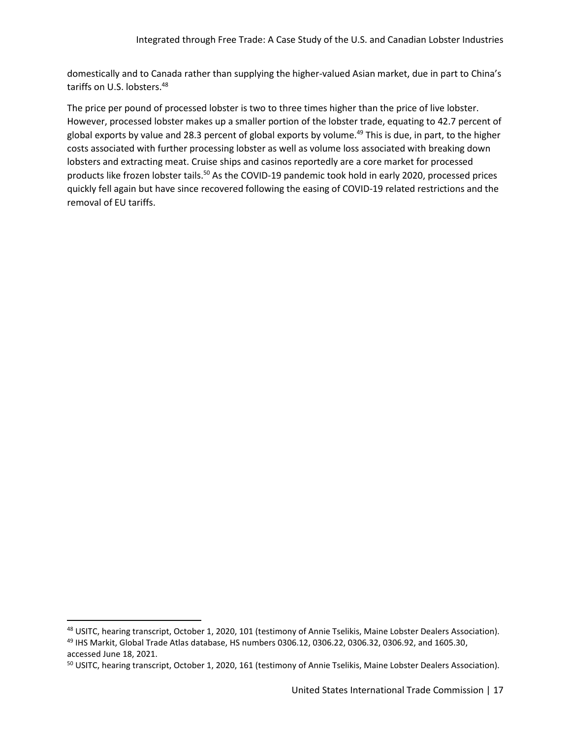domestically and to Canada rather than supplying the higher-valued Asian market, due in part to China's tariffs on U.S. lobsters.[48]

The price per pound of processed lobster is two to three times higher than the price of live lobster. However, processed lobster makes up a smaller portion of the lobster trade, equating to 42.7 percent of global exports by value and 28.3 percent of global exports by volume.[49] This is due, in part, to the higher costs associated with further processing lobster as well as volume loss associated with breaking down lobsters and extracting meat. Cruise ships and casinos reportedly are a core market for processed products like frozen lobster tails.[50] As the COVID-19 pandemic took hold in early 2020, processed prices quickly fell again but have since recovered following the easing of COVID-19 related restrictions and the removal of EU tariffs.

---

[48] USITC, hearing transcript, October 1, 2020, 101 (testimony of Annie Tselikis, Maine Lobster Dealers Association).

[49] IHS Markit, Global Trade Atlas database, HS numbers 0306.12, 0306.22, 0306.32, 0306.92, and 1605.30, accessed June 18, 2021.

[50] USITC, hearing transcript, October 1, 2020, 161 (testimony of Annie Tselikis, Maine Lobster Dealers Association).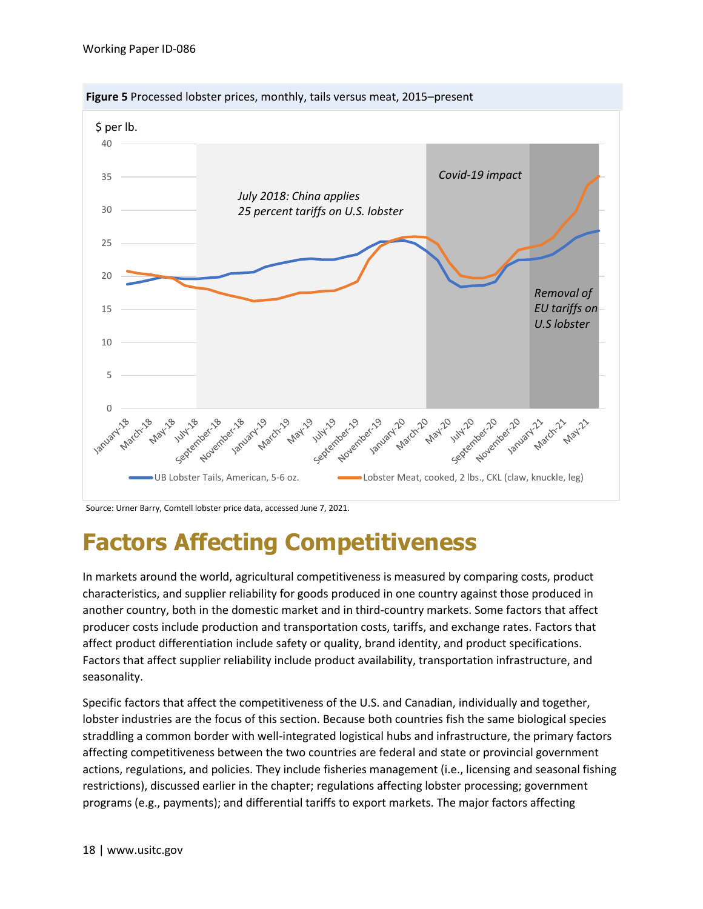**Figure 5** Processed lobster prices, monthly, tails versus meat, 2015–present

Source: Urner Barry, Comtell lobster price data, accessed June 7, 2021.

# Factors Affecting Competitiveness

In markets around the world, agricultural competitiveness is measured by comparing costs, product characteristics, and supplier reliability for goods produced in one country against those produced in another country, both in the domestic market and in third-country markets. Some factors that affect producer costs include production and transportation costs, tariffs, and exchange rates. Factors that affect product differentiation include safety or quality, brand identity, and product specifications. Factors that affect supplier reliability include product availability, transportation infrastructure, and seasonality.

Specific factors that affect the competitiveness of the U.S. and Canadian, individually and together, lobster industries are the focus of this section. Because both countries fish the same biological species straddling a common border with well-integrated logistical hubs and infrastructure, the primary factors affecting competitiveness between the two countries are federal and state or provincial government actions, regulations, and policies. They include fisheries management (i.e., licensing and seasonal fishing restrictions), discussed earlier in the chapter; regulations affecting lobster processing; government programs (e.g., payments); and differential tariffs to export markets. The major factors affecting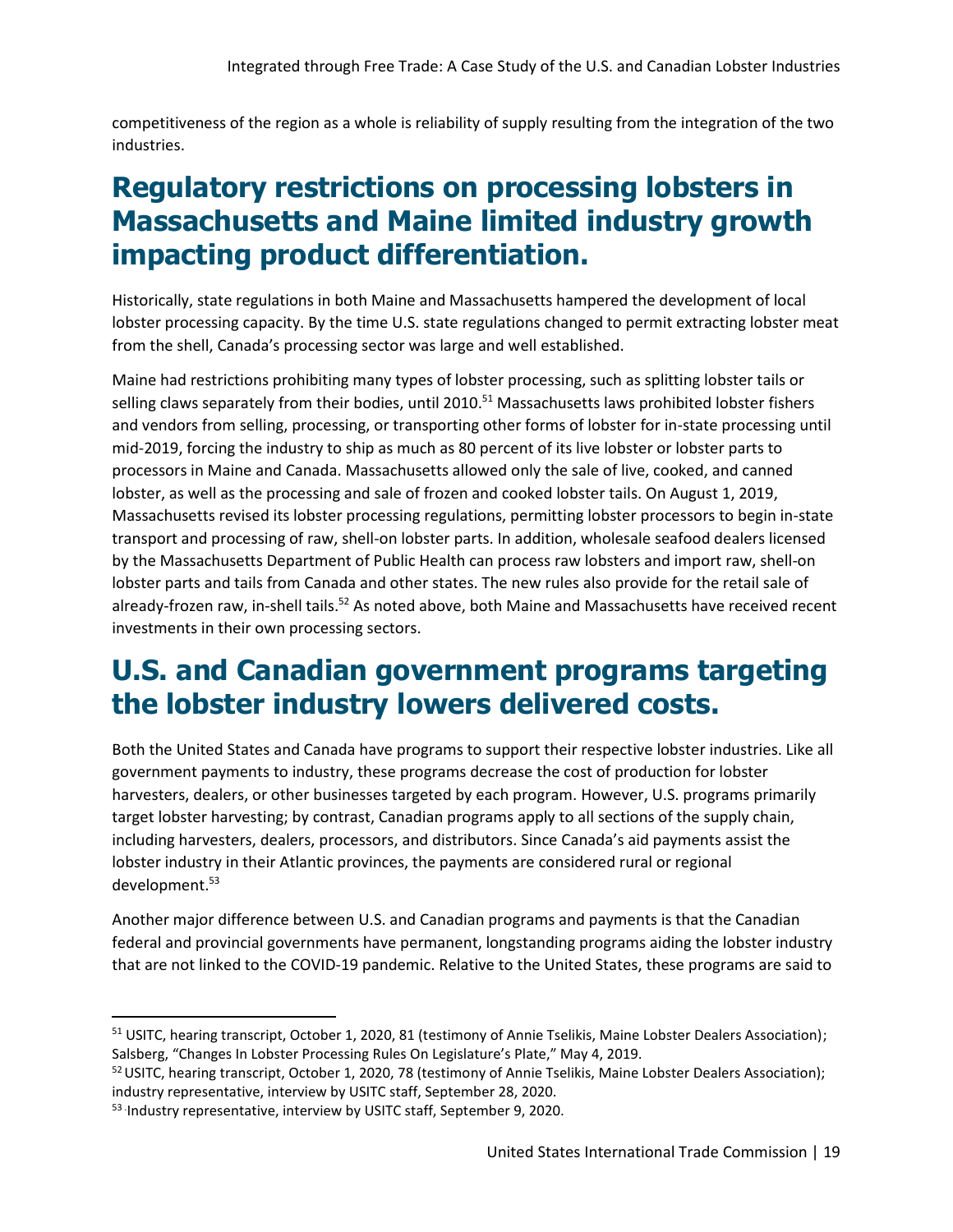competitiveness of the region as a whole is reliability of supply resulting from the integration of the two industries.

## Regulatory restrictions on processing lobsters in Massachusetts and Maine limited industry growth impacting product differentiation.

Historically, state regulations in both Maine and Massachusetts hampered the development of local lobster processing capacity. By the time U.S. state regulations changed to permit extracting lobster meat from the shell, Canada's processing sector was large and well established.

Maine had restrictions prohibiting many types of lobster processing, such as splitting lobster tails or selling claws separately from their bodies, until 2010.[51] Massachusetts laws prohibited lobster fishers and vendors from selling, processing, or transporting other forms of lobster for in-state processing until mid-2019, forcing the industry to ship as much as 80 percent of its live lobster or lobster parts to processors in Maine and Canada. Massachusetts allowed only the sale of live, cooked, and canned lobster, as well as the processing and sale of frozen and cooked lobster tails. On August 1, 2019, Massachusetts revised its lobster processing regulations, permitting lobster processors to begin in-state transport and processing of raw, shell-on lobster parts. In addition, wholesale seafood dealers licensed by the Massachusetts Department of Public Health can process raw lobsters and import raw, shell-on lobster parts and tails from Canada and other states. The new rules also provide for the retail sale of already-frozen raw, in-shell tails.[52] As noted above, both Maine and Massachusetts have received recent investments in their own processing sectors.

## U.S. and Canadian government programs targeting the lobster industry lowers delivered costs.

Both the United States and Canada have programs to support their respective lobster industries. Like all government payments to industry, these programs decrease the cost of production for lobster harvesters, dealers, or other businesses targeted by each program. However, U.S. programs primarily target lobster harvesting; by contrast, Canadian programs apply to all sections of the supply chain, including harvesters, dealers, processors, and distributors. Since Canada's aid payments assist the lobster industry in their Atlantic provinces, the payments are considered rural or regional development.[53]

Another major difference between U.S. and Canadian programs and payments is that the Canadian federal and provincial governments have permanent, longstanding programs aiding the lobster industry that are not linked to the COVID-19 pandemic. Relative to the United States, these programs are said to

---

[51] USITC, hearing transcript, October 1, 2020, 81 (testimony of Annie Tselikis, Maine Lobster Dealers Association); Salsberg, "Changes In Lobster Processing Rules On Legislature's Plate," May 4, 2019.

[52] USITC, hearing transcript, October 1, 2020, 78 (testimony of Annie Tselikis, Maine Lobster Dealers Association); industry representative, interview by USITC staff, September 28, 2020.

[53] Industry representative, interview by USITC staff, September 9, 2020.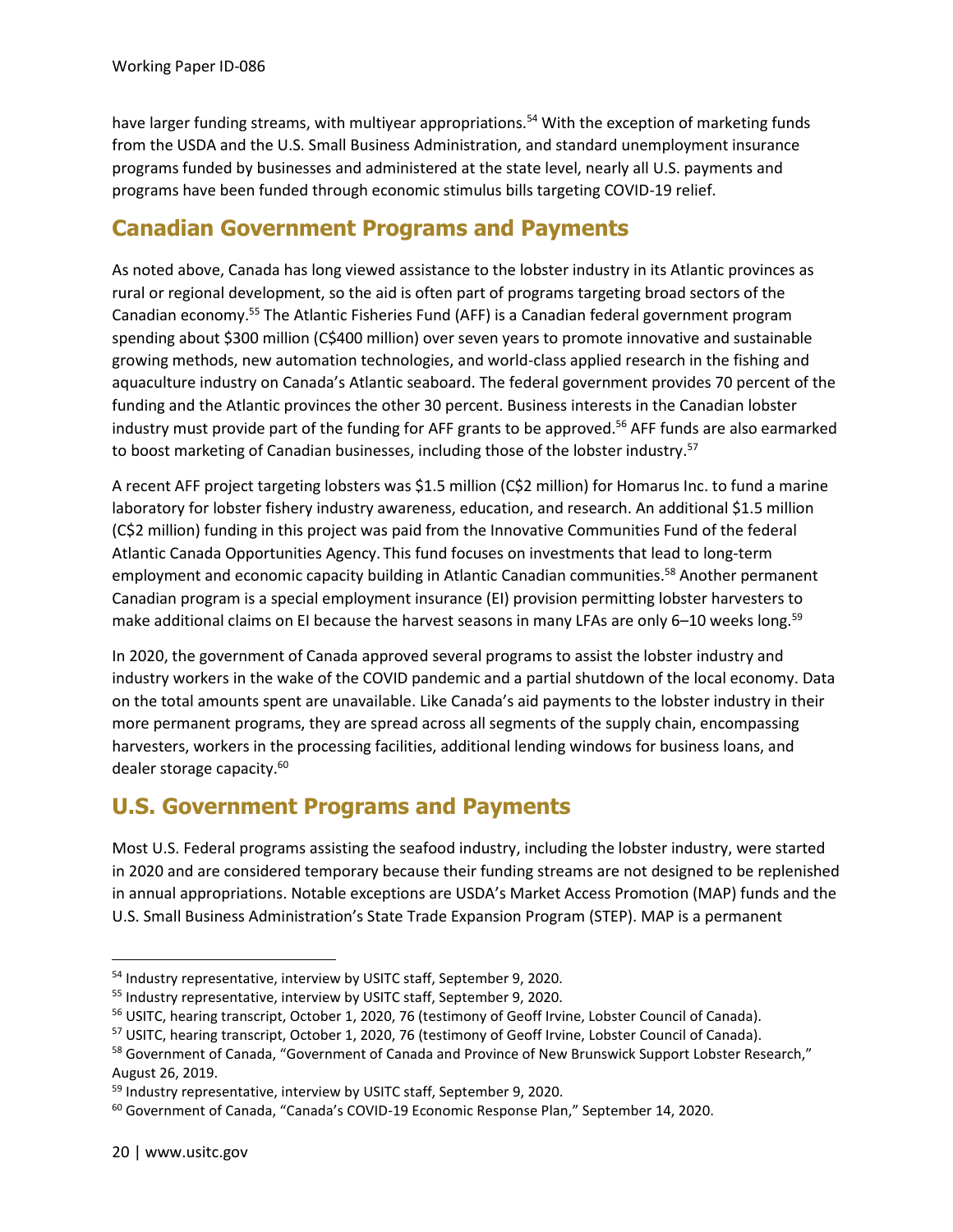have larger funding streams, with multiyear appropriations.[54] With the exception of marketing funds from the USDA and the U.S. Small Business Administration, and standard unemployment insurance programs funded by businesses and administered at the state level, nearly all U.S. payments and programs have been funded through economic stimulus bills targeting COVID-19 relief.

## Canadian Government Programs and Payments

As noted above, Canada has long viewed assistance to the lobster industry in its Atlantic provinces as rural or regional development, so the aid is often part of programs targeting broad sectors of the Canadian economy.[55] The Atlantic Fisheries Fund (AFF) is a Canadian federal government program spending about $300 million (C$400 million) over seven years to promote innovative and sustainable growing methods, new automation technologies, and world-class applied research in the fishing and aquaculture industry on Canada's Atlantic seaboard. The federal government provides 70 percent of the funding and the Atlantic provinces the other 30 percent. Business interests in the Canadian lobster industry must provide part of the funding for AFF grants to be approved.[56] AFF funds are also earmarked to boost marketing of Canadian businesses, including those of the lobster industry.[57]

A recent AFF project targeting lobsters was $1.5 million (C$2 million) for Homarus Inc. to fund a marine laboratory for lobster fishery industry awareness, education, and research. An additional $1.5 million (C$2 million) funding in this project was paid from the Innovative Communities Fund of the federal Atlantic Canada Opportunities Agency. This fund focuses on investments that lead to long-term employment and economic capacity building in Atlantic Canadian communities.[58] Another permanent Canadian program is a special employment insurance (EI) provision permitting lobster harvesters to make additional claims on EI because the harvest seasons in many LFAs are only 6–10 weeks long.[59]

In 2020, the government of Canada approved several programs to assist the lobster industry and industry workers in the wake of the COVID pandemic and a partial shutdown of the local economy. Data on the total amounts spent are unavailable. Like Canada's aid payments to the lobster industry in their more permanent programs, they are spread across all segments of the supply chain, encompassing harvesters, workers in the processing facilities, additional lending windows for business loans, and dealer storage capacity.[60]

## U.S. Government Programs and Payments

Most U.S. Federal programs assisting the seafood industry, including the lobster industry, were started in 2020 and are considered temporary because their funding streams are not designed to be replenished in annual appropriations. Notable exceptions are USDA's Market Access Promotion (MAP) funds and the U.S. Small Business Administration's State Trade Expansion Program (STEP). MAP is a permanent

---

[54] Industry representative, interview by USITC staff, September 9, 2020.

[55] Industry representative, interview by USITC staff, September 9, 2020.

[56] USITC, hearing transcript, October 1, 2020, 76 (testimony of Geoff Irvine, Lobster Council of Canada).

[57] USITC, hearing transcript, October 1, 2020, 76 (testimony of Geoff Irvine, Lobster Council of Canada).

[58] Government of Canada, "Government of Canada and Province of New Brunswick Support Lobster Research," August 26, 2019.

[59] Industry representative, interview by USITC staff, September 9, 2020.

[60] Government of Canada, "Canada's COVID-19 Economic Response Plan," September 14, 2020.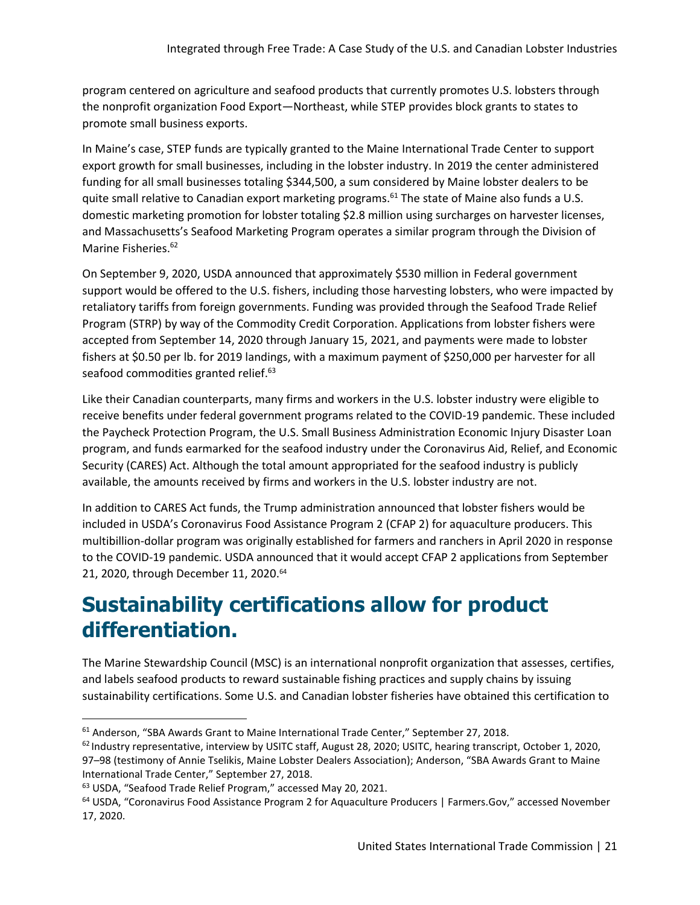program centered on agriculture and seafood products that currently promotes U.S. lobsters through the nonprofit organization Food Export—Northeast, while STEP provides block grants to states to promote small business exports.

In Maine's case, STEP funds are typically granted to the Maine International Trade Center to support export growth for small businesses, including in the lobster industry. In 2019 the center administered funding for all small businesses totaling $344,500, a sum considered by Maine lobster dealers to be quite small relative to Canadian export marketing programs.[61] The state of Maine also funds a U.S. domestic marketing promotion for lobster totaling $2.8 million using surcharges on harvester licenses, and Massachusetts's Seafood Marketing Program operates a similar program through the Division of Marine Fisheries.[62]

On September 9, 2020, USDA announced that approximately $530 million in Federal government support would be offered to the U.S. fishers, including those harvesting lobsters, who were impacted by retaliatory tariffs from foreign governments. Funding was provided through the Seafood Trade Relief Program (STRP) by way of the Commodity Credit Corporation. Applications from lobster fishers were accepted from September 14, 2020 through January 15, 2021, and payments were made to lobster fishers at $0.50 per lb. for 2019 landings, with a maximum payment of $250,000 per harvester for all seafood commodities granted relief.[63]

Like their Canadian counterparts, many firms and workers in the U.S. lobster industry were eligible to receive benefits under federal government programs related to the COVID-19 pandemic. These included the Paycheck Protection Program, the U.S. Small Business Administration Economic Injury Disaster Loan program, and funds earmarked for the seafood industry under the Coronavirus Aid, Relief, and Economic Security (CARES) Act. Although the total amount appropriated for the seafood industry is publicly available, the amounts received by firms and workers in the U.S. lobster industry are not.

In addition to CARES Act funds, the Trump administration announced that lobster fishers would be included in USDA's Coronavirus Food Assistance Program 2 (CFAP 2) for aquaculture producers. This multibillion-dollar program was originally established for farmers and ranchers in April 2020 in response to the COVID-19 pandemic. USDA announced that it would accept CFAP 2 applications from September 21, 2020, through December 11, 2020.[64]

# Sustainability certifications allow for product differentiation.

The Marine Stewardship Council (MSC) is an international nonprofit organization that assesses, certifies, and labels seafood products to reward sustainable fishing practices and supply chains by issuing sustainability certifications. Some U.S. and Canadian lobster fisheries have obtained this certification to

---

[61] Anderson, "SBA Awards Grant to Maine International Trade Center," September 27, 2018.

[62] Industry representative, interview by USITC staff, August 28, 2020; USITC, hearing transcript, October 1, 2020, 97–98 (testimony of Annie Tselikis, Maine Lobster Dealers Association); Anderson, "SBA Awards Grant to Maine International Trade Center," September 27, 2018.

[63] USDA, "Seafood Trade Relief Program," accessed May 20, 2021.

[64] USDA, "Coronavirus Food Assistance Program 2 for Aquaculture Producers | Farmers.Gov," accessed November 17, 2020.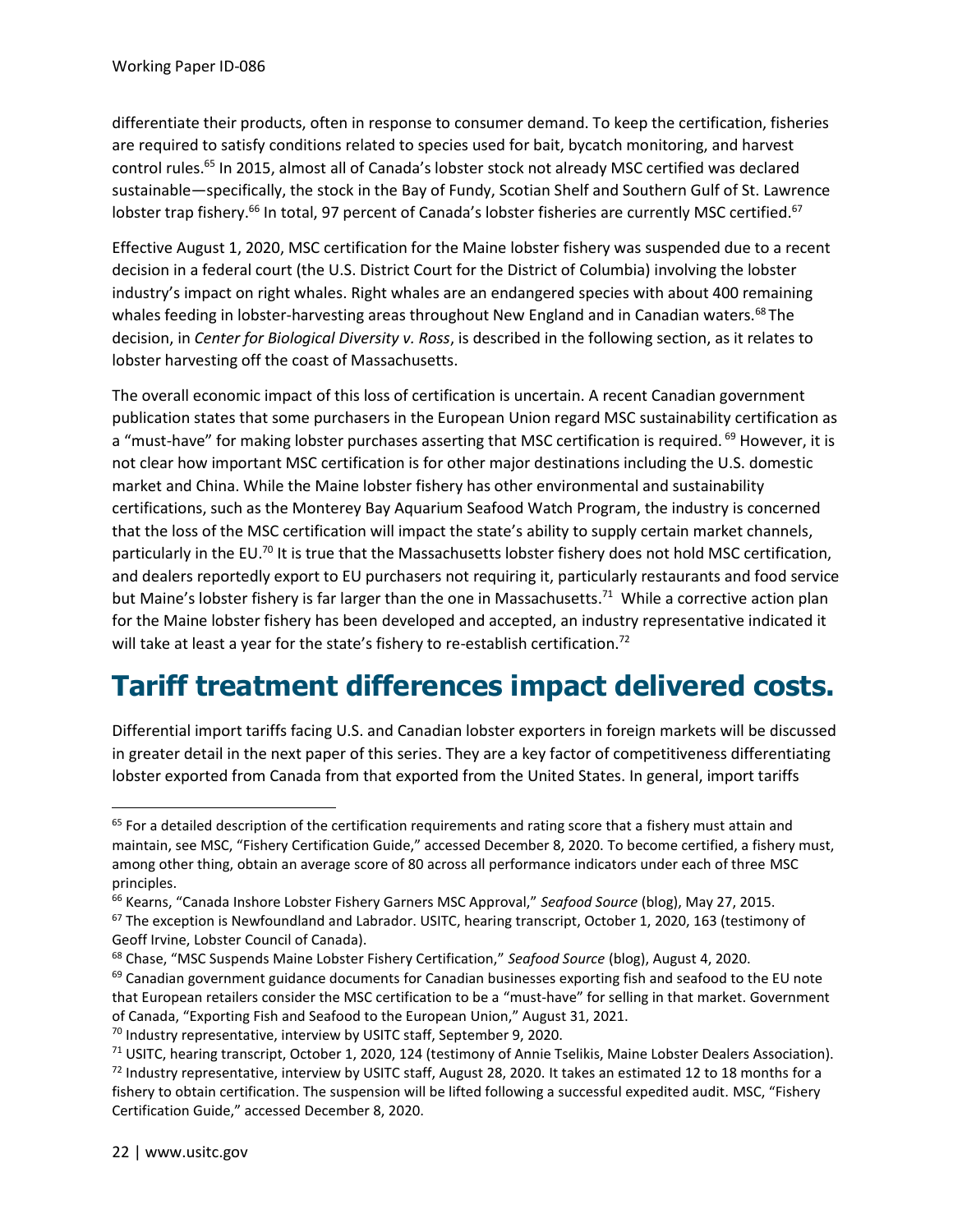differentiate their products, often in response to consumer demand. To keep the certification, fisheries are required to satisfy conditions related to species used for bait, bycatch monitoring, and harvest control rules.[65] In 2015, almost all of Canada's lobster stock not already MSC certified was declared sustainable—specifically, the stock in the Bay of Fundy, Scotian Shelf and Southern Gulf of St. Lawrence lobster trap fishery.[66] In total, 97 percent of Canada's lobster fisheries are currently MSC certified.[67]

Effective August 1, 2020, MSC certification for the Maine lobster fishery was suspended due to a recent decision in a federal court (the U.S. District Court for the District of Columbia) involving the lobster industry's impact on right whales. Right whales are an endangered species with about 400 remaining whales feeding in lobster-harvesting areas throughout New England and in Canadian waters.[68] The decision, in *Center for Biological Diversity v. Ross*, is described in the following section, as it relates to lobster harvesting off the coast of Massachusetts.

The overall economic impact of this loss of certification is uncertain. A recent Canadian government publication states that some purchasers in the European Union regard MSC sustainability certification as a "must-have" for making lobster purchases asserting that MSC certification is required.[69] However, it is not clear how important MSC certification is for other major destinations including the U.S. domestic market and China. While the Maine lobster fishery has other environmental and sustainability certifications, such as the Monterey Bay Aquarium Seafood Watch Program, the industry is concerned that the loss of the MSC certification will impact the state's ability to supply certain market channels, particularly in the EU.[70] It is true that the Massachusetts lobster fishery does not hold MSC certification, and dealers reportedly export to EU purchasers not requiring it, particularly restaurants and food service but Maine's lobster fishery is far larger than the one in Massachusetts.[71] While a corrective action plan for the Maine lobster fishery has been developed and accepted, an industry representative indicated it will take at least a year for the state's fishery to re-establish certification.[72]

# Tariff treatment differences impact delivered costs.

Differential import tariffs facing U.S. and Canadian lobster exporters in foreign markets will be discussed in greater detail in the next paper of this series. They are a key factor of competitiveness differentiating lobster exported from Canada from that exported from the United States. In general, import tariffs

---

[65] For a detailed description of the certification requirements and rating score that a fishery must attain and maintain, see MSC, "Fishery Certification Guide," accessed December 8, 2020. To become certified, a fishery must, among other thing, obtain an average score of 80 across all performance indicators under each of three MSC principles.

[66] Kearns, "Canada Inshore Lobster Fishery Garners MSC Approval," *Seafood Source* (blog), May 27, 2015.

[67] The exception is Newfoundland and Labrador. USITC, hearing transcript, October 1, 2020, 163 (testimony of Geoff Irvine, Lobster Council of Canada).

[68] Chase, "MSC Suspends Maine Lobster Fishery Certification," *Seafood Source* (blog), August 4, 2020.

[69] Canadian government guidance documents for Canadian businesses exporting fish and seafood to the EU note that European retailers consider the MSC certification to be a "must-have" for selling in that market. Government of Canada, "Exporting Fish and Seafood to the European Union," August 31, 2021.

[70] Industry representative, interview by USITC staff, September 9, 2020.

[71] USITC, hearing transcript, October 1, 2020, 124 (testimony of Annie Tselikis, Maine Lobster Dealers Association).

[72] Industry representative, interview by USITC staff, August 28, 2020. It takes an estimated 12 to 18 months for a fishery to obtain certification. The suspension will be lifted following a successful expedited audit. MSC, "Fishery Certification Guide," accessed December 8, 2020.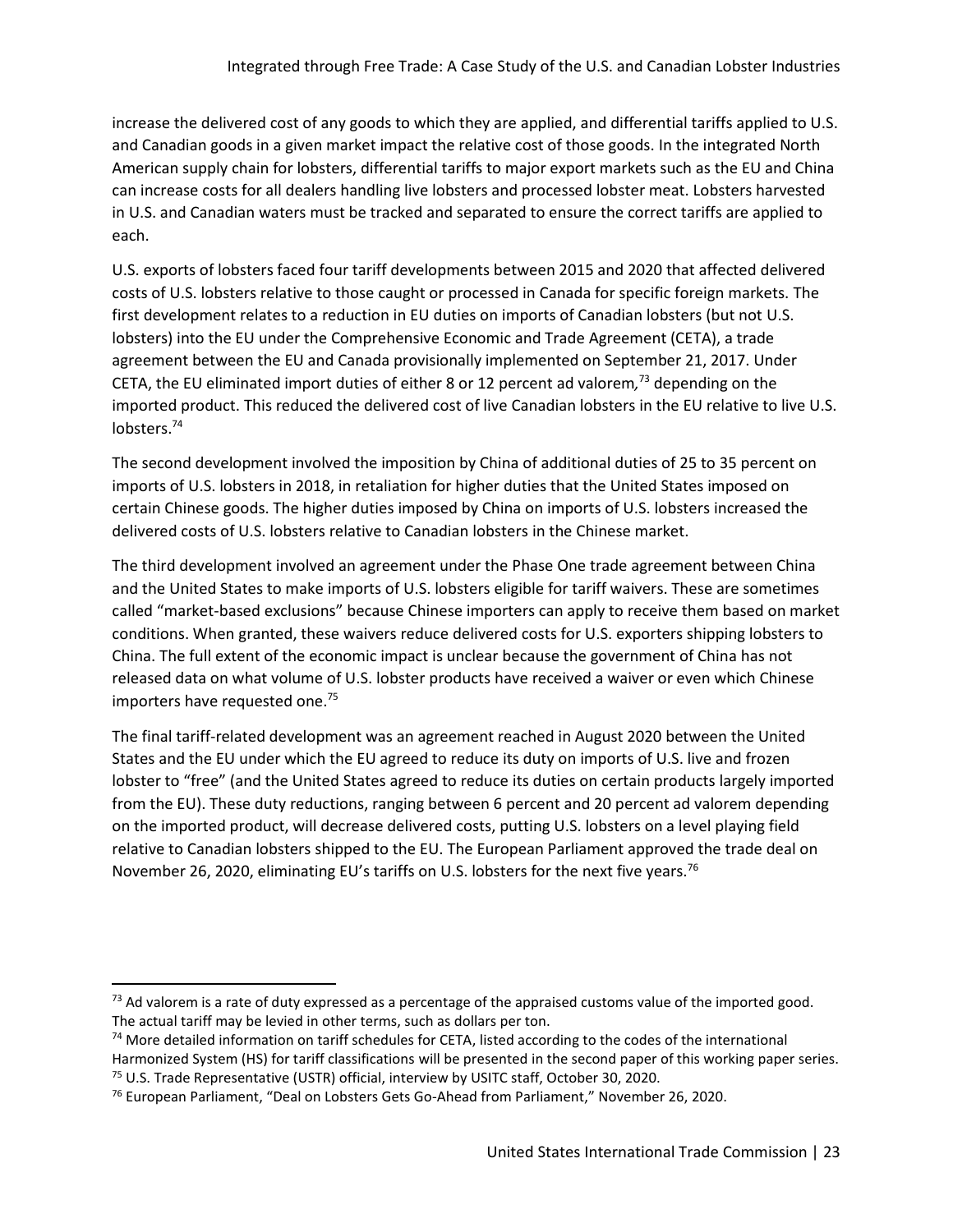increase the delivered cost of any goods to which they are applied, and differential tariffs applied to U.S. and Canadian goods in a given market impact the relative cost of those goods. In the integrated North American supply chain for lobsters, differential tariffs to major export markets such as the EU and China can increase costs for all dealers handling live lobsters and processed lobster meat. Lobsters harvested in U.S. and Canadian waters must be tracked and separated to ensure the correct tariffs are applied to each.

U.S. exports of lobsters faced four tariff developments between 2015 and 2020 that affected delivered costs of U.S. lobsters relative to those caught or processed in Canada for specific foreign markets. The first development relates to a reduction in EU duties on imports of Canadian lobsters (but not U.S. lobsters) into the EU under the Comprehensive Economic and Trade Agreement (CETA), a trade agreement between the EU and Canada provisionally implemented on September 21, 2017. Under CETA, the EU eliminated import duties of either 8 or 12 percent ad valorem,[73] depending on the imported product. This reduced the delivered cost of live Canadian lobsters in the EU relative to live U.S. lobsters.[74]

The second development involved the imposition by China of additional duties of 25 to 35 percent on imports of U.S. lobsters in 2018, in retaliation for higher duties that the United States imposed on certain Chinese goods. The higher duties imposed by China on imports of U.S. lobsters increased the delivered costs of U.S. lobsters relative to Canadian lobsters in the Chinese market.

The third development involved an agreement under the Phase One trade agreement between China and the United States to make imports of U.S. lobsters eligible for tariff waivers. These are sometimes called "market-based exclusions" because Chinese importers can apply to receive them based on market conditions. When granted, these waivers reduce delivered costs for U.S. exporters shipping lobsters to China. The full extent of the economic impact is unclear because the government of China has not released data on what volume of U.S. lobster products have received a waiver or even which Chinese importers have requested one.[75]

The final tariff-related development was an agreement reached in August 2020 between the United States and the EU under which the EU agreed to reduce its duty on imports of U.S. live and frozen lobster to "free" (and the United States agreed to reduce its duties on certain products largely imported from the EU). These duty reductions, ranging between 6 percent and 20 percent ad valorem depending on the imported product, will decrease delivered costs, putting U.S. lobsters on a level playing field relative to Canadian lobsters shipped to the EU. The European Parliament approved the trade deal on November 26, 2020, eliminating EU's tariffs on U.S. lobsters for the next five years.[76]

---

[73] Ad valorem is a rate of duty expressed as a percentage of the appraised customs value of the imported good. The actual tariff may be levied in other terms, such as dollars per ton.

[74] More detailed information on tariff schedules for CETA, listed according to the codes of the international Harmonized System (HS) for tariff classifications will be presented in the second paper of this working paper series.

[75] U.S. Trade Representative (USTR) official, interview by USITC staff, October 30, 2020.

[76] European Parliament, "Deal on Lobsters Gets Go-Ahead from Parliament," November 26, 2020.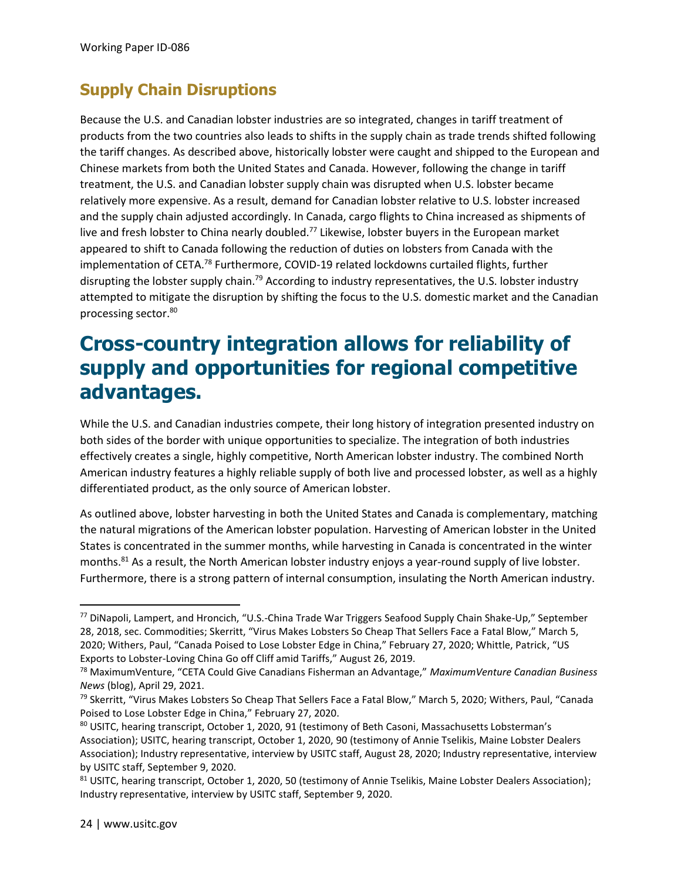## Supply Chain Disruptions

Because the U.S. and Canadian lobster industries are so integrated, changes in tariff treatment of products from the two countries also leads to shifts in the supply chain as trade trends shifted following the tariff changes. As described above, historically lobster were caught and shipped to the European and Chinese markets from both the United States and Canada. However, following the change in tariff treatment, the U.S. and Canadian lobster supply chain was disrupted when U.S. lobster became relatively more expensive. As a result, demand for Canadian lobster relative to U.S. lobster increased and the supply chain adjusted accordingly. In Canada, cargo flights to China increased as shipments of live and fresh lobster to China nearly doubled.[77] Likewise, lobster buyers in the European market appeared to shift to Canada following the reduction of duties on lobsters from Canada with the implementation of CETA.[78] Furthermore, COVID-19 related lockdowns curtailed flights, further disrupting the lobster supply chain.[79] According to industry representatives, the U.S. lobster industry attempted to mitigate the disruption by shifting the focus to the U.S. domestic market and the Canadian processing sector.[80]

# Cross-country integration allows for reliability of supply and opportunities for regional competitive advantages.

While the U.S. and Canadian industries compete, their long history of integration presented industry on both sides of the border with unique opportunities to specialize. The integration of both industries effectively creates a single, highly competitive, North American lobster industry. The combined North American industry features a highly reliable supply of both live and processed lobster, as well as a highly differentiated product, as the only source of American lobster.

As outlined above, lobster harvesting in both the United States and Canada is complementary, matching the natural migrations of the American lobster population. Harvesting of American lobster in the United States is concentrated in the summer months, while harvesting in Canada is concentrated in the winter months.[81] As a result, the North American lobster industry enjoys a year-round supply of live lobster. Furthermore, there is a strong pattern of internal consumption, insulating the North American industry.

---

[77] DiNapoli, Lampert, and Hroncich, "U.S.-China Trade War Triggers Seafood Supply Chain Shake-Up," September 28, 2018, sec. Commodities; Skerritt, "Virus Makes Lobsters So Cheap That Sellers Face a Fatal Blow," March 5, 2020; Withers, Paul, "Canada Poised to Lose Lobster Edge in China," February 27, 2020; Whittle, Patrick, "US Exports to Lobster-Loving China Go off Cliff amid Tariffs," August 26, 2019.

[78] MaximumVenture, "CETA Could Give Canadians Fisherman an Advantage," *MaximumVenture Canadian Business News* (blog), April 29, 2021.

[79] Skerritt, "Virus Makes Lobsters So Cheap That Sellers Face a Fatal Blow," March 5, 2020; Withers, Paul, "Canada Poised to Lose Lobster Edge in China," February 27, 2020.

[80] USITC, hearing transcript, October 1, 2020, 91 (testimony of Beth Casoni, Massachusetts Lobsterman's Association); USITC, hearing transcript, October 1, 2020, 90 (testimony of Annie Tselikis, Maine Lobster Dealers Association); Industry representative, interview by USITC staff, August 28, 2020; Industry representative, interview by USITC staff, September 9, 2020.

[81] USITC, hearing transcript, October 1, 2020, 50 (testimony of Annie Tselikis, Maine Lobster Dealers Association); Industry representative, interview by USITC staff, September 9, 2020.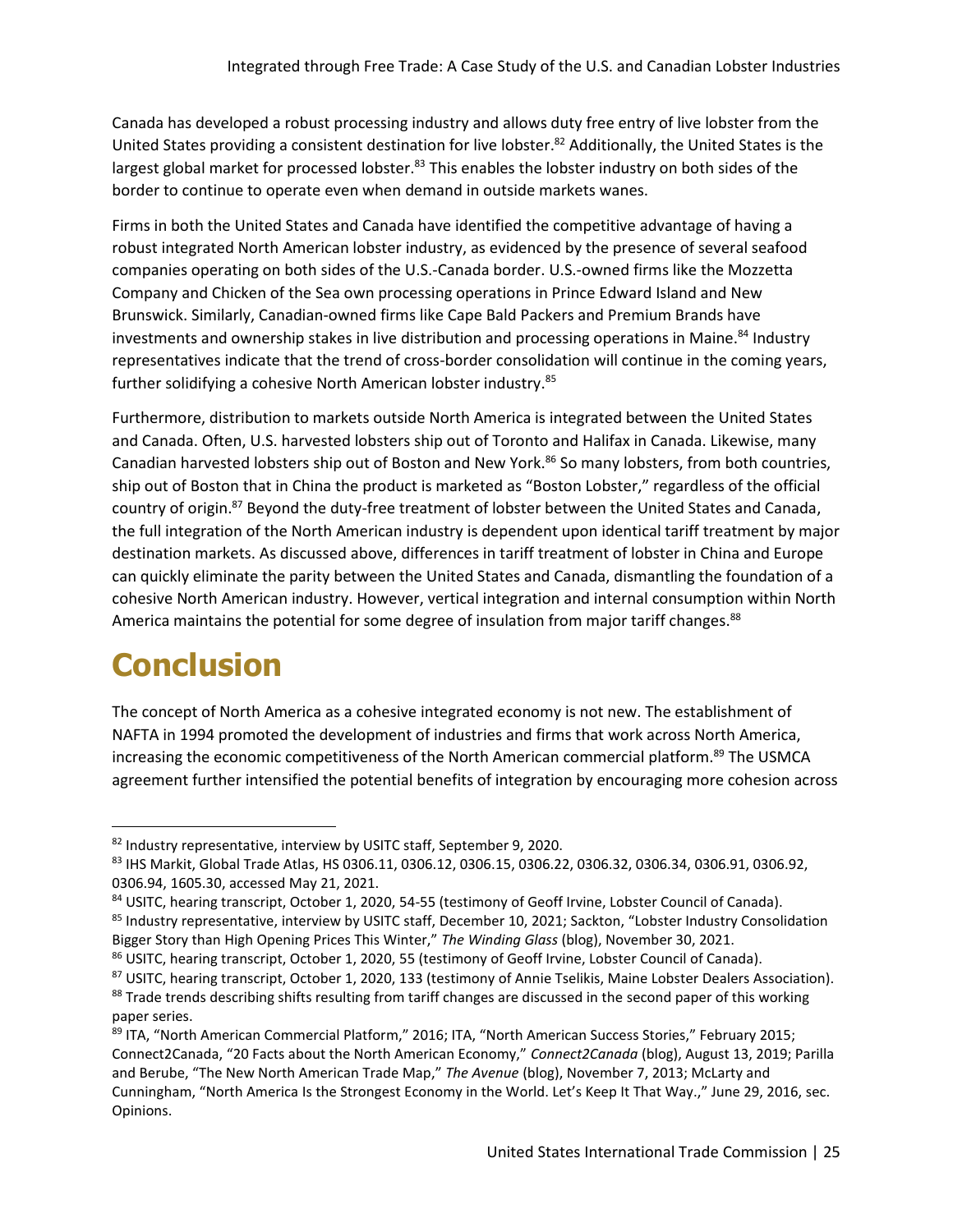Canada has developed a robust processing industry and allows duty free entry of live lobster from the United States providing a consistent destination for live lobster.[82] Additionally, the United States is the largest global market for processed lobster.[83] This enables the lobster industry on both sides of the border to continue to operate even when demand in outside markets wanes.

Firms in both the United States and Canada have identified the competitive advantage of having a robust integrated North American lobster industry, as evidenced by the presence of several seafood companies operating on both sides of the U.S.-Canada border. U.S.-owned firms like the Mozzetta Company and Chicken of the Sea own processing operations in Prince Edward Island and New Brunswick. Similarly, Canadian-owned firms like Cape Bald Packers and Premium Brands have investments and ownership stakes in live distribution and processing operations in Maine.[84] Industry representatives indicate that the trend of cross-border consolidation will continue in the coming years, further solidifying a cohesive North American lobster industry.[85]

Furthermore, distribution to markets outside North America is integrated between the United States and Canada. Often, U.S. harvested lobsters ship out of Toronto and Halifax in Canada. Likewise, many Canadian harvested lobsters ship out of Boston and New York.[86] So many lobsters, from both countries, ship out of Boston that in China the product is marketed as "Boston Lobster," regardless of the official country of origin.[87] Beyond the duty-free treatment of lobster between the United States and Canada, the full integration of the North American industry is dependent upon identical tariff treatment by major destination markets. As discussed above, differences in tariff treatment of lobster in China and Europe can quickly eliminate the parity between the United States and Canada, dismantling the foundation of a cohesive North American industry. However, vertical integration and internal consumption within North America maintains the potential for some degree of insulation from major tariff changes.[88]

# Conclusion

The concept of North America as a cohesive integrated economy is not new. The establishment of NAFTA in 1994 promoted the development of industries and firms that work across North America, increasing the economic competitiveness of the North American commercial platform.[89] The USMCA agreement further intensified the potential benefits of integration by encouraging more cohesion across

---

[82] Industry representative, interview by USITC staff, September 9, 2020.

[83] IHS Markit, Global Trade Atlas, HS 0306.11, 0306.12, 0306.15, 0306.22, 0306.32, 0306.34, 0306.91, 0306.92, 0306.94, 1605.30, accessed May 21, 2021.

[84] USITC, hearing transcript, October 1, 2020, 54-55 (testimony of Geoff Irvine, Lobster Council of Canada).

[85] Industry representative, interview by USITC staff, December 10, 2021; Sackton, "Lobster Industry Consolidation Bigger Story than High Opening Prices This Winter," *The Winding Glass* (blog), November 30, 2021.

[86] USITC, hearing transcript, October 1, 2020, 55 (testimony of Geoff Irvine, Lobster Council of Canada).

[87] USITC, hearing transcript, October 1, 2020, 133 (testimony of Annie Tselikis, Maine Lobster Dealers Association).

[88] Trade trends describing shifts resulting from tariff changes are discussed in the second paper of this working paper series.

[89] ITA, "North American Commercial Platform," 2016; ITA, "North American Success Stories," February 2015; Connect2Canada, "20 Facts about the North American Economy," *Connect2Canada* (blog), August 13, 2019; Parilla and Berube, "The New North American Trade Map," *The Avenue* (blog), November 7, 2013; McLarty and Cunningham, "North America Is the Strongest Economy in the World. Let's Keep It That Way.," June 29, 2016, sec. Opinions.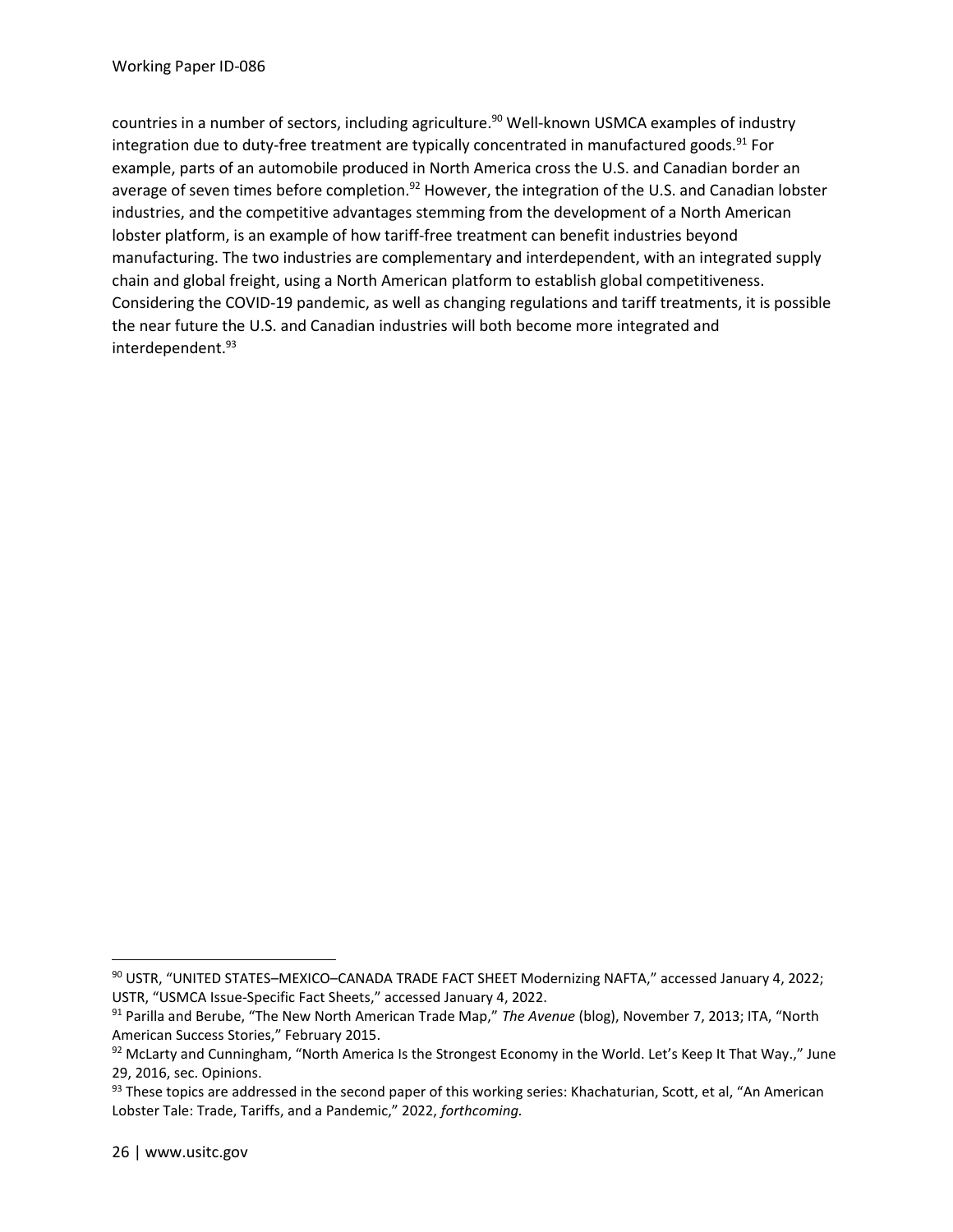countries in a number of sectors, including agriculture.[90] Well-known USMCA examples of industry integration due to duty-free treatment are typically concentrated in manufactured goods.[91] For example, parts of an automobile produced in North America cross the U.S. and Canadian border an average of seven times before completion.[92] However, the integration of the U.S. and Canadian lobster industries, and the competitive advantages stemming from the development of a North American lobster platform, is an example of how tariff-free treatment can benefit industries beyond manufacturing. The two industries are complementary and interdependent, with an integrated supply chain and global freight, using a North American platform to establish global competitiveness. Considering the COVID-19 pandemic, as well as changing regulations and tariff treatments, it is possible the near future the U.S. and Canadian industries will both become more integrated and interdependent.[93]

---

[90] USTR, "UNITED STATES–MEXICO–CANADA TRADE FACT SHEET Modernizing NAFTA," accessed January 4, 2022; USTR, "USMCA Issue-Specific Fact Sheets," accessed January 4, 2022.

[91] Parilla and Berube, "The New North American Trade Map," *The Avenue* (blog), November 7, 2013; ITA, "North American Success Stories," February 2015.

[92] McLarty and Cunningham, "North America Is the Strongest Economy in the World. Let's Keep It That Way.," June 29, 2016, sec. Opinions.

[93] These topics are addressed in the second paper of this working series: Khachaturian, Scott, et al, "An American Lobster Tale: Trade, Tariffs, and a Pandemic," 2022, *forthcoming.*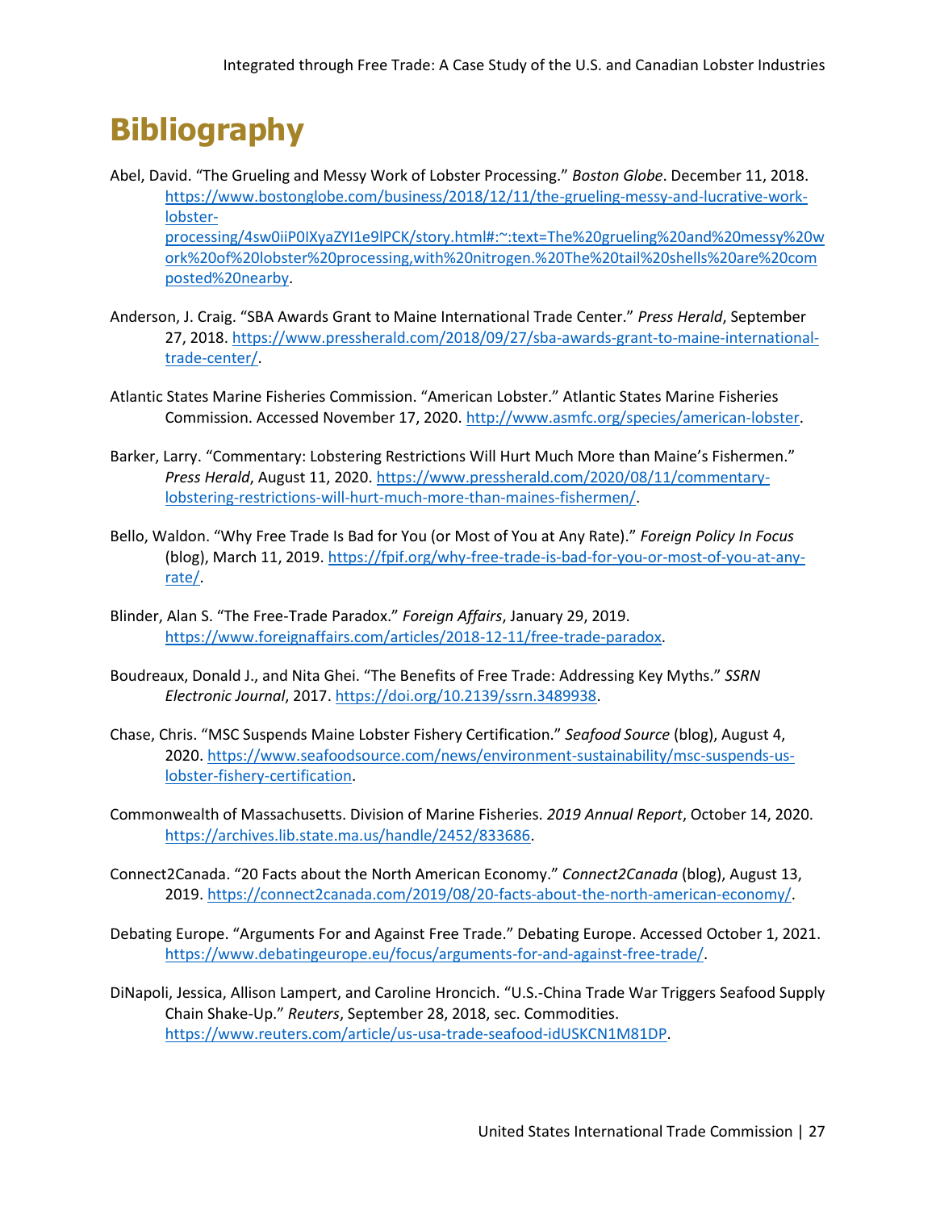# Bibliography

Abel, David. "The Grueling and Messy Work of Lobster Processing." *Boston Globe*. December 11, 2018. https://www.bostonglobe.com/business/2018/12/11/the-grueling-messy-and-lucrative-work-lobster-processing/4sw0iiP0IXyaZYI1e9lPCK/story.html#:~:text=The%20grueling%20and%20messy%20work%20of%20lobster%20processing,with%20nitrogen.%20The%20tail%20shells%20are%20composted%20nearby.

Anderson, J. Craig. "SBA Awards Grant to Maine International Trade Center." *Press Herald*, September 27, 2018. https://www.pressherald.com/2018/09/27/sba-awards-grant-to-maine-international-trade-center/.

Atlantic States Marine Fisheries Commission. "American Lobster." Atlantic States Marine Fisheries Commission. Accessed November 17, 2020. http://www.asmfc.org/species/american-lobster.

Barker, Larry. "Commentary: Lobstering Restrictions Will Hurt Much More than Maine's Fishermen." *Press Herald*, August 11, 2020. https://www.pressherald.com/2020/08/11/commentary-lobstering-restrictions-will-hurt-much-more-than-maines-fishermen/.

Bello, Waldon. "Why Free Trade Is Bad for You (or Most of You at Any Rate)." *Foreign Policy In Focus* (blog), March 11, 2019. https://fpif.org/why-free-trade-is-bad-for-you-or-most-of-you-at-any-rate/.

Blinder, Alan S. "The Free-Trade Paradox." *Foreign Affairs*, January 29, 2019. https://www.foreignaffairs.com/articles/2018-12-11/free-trade-paradox.

Boudreaux, Donald J., and Nita Ghei. "The Benefits of Free Trade: Addressing Key Myths." *SSRN Electronic Journal*, 2017. https://doi.org/10.2139/ssrn.3489938.

Chase, Chris. "MSC Suspends Maine Lobster Fishery Certification." *Seafood Source* (blog), August 4, 2020. https://www.seafoodsource.com/news/environment-sustainability/msc-suspends-us-lobster-fishery-certification.

Commonwealth of Massachusetts. Division of Marine Fisheries. *2019 Annual Report*, October 14, 2020. https://archives.lib.state.ma.us/handle/2452/833686.

Connect2Canada. "20 Facts about the North American Economy." *Connect2Canada* (blog), August 13, 2019. https://connect2canada.com/2019/08/20-facts-about-the-north-american-economy/.

Debating Europe. "Arguments For and Against Free Trade." Debating Europe. Accessed October 1, 2021. https://www.debatingeurope.eu/focus/arguments-for-and-against-free-trade/.

DiNapoli, Jessica, Allison Lampert, and Caroline Hroncich. "U.S.-China Trade War Triggers Seafood Supply Chain Shake-Up." *Reuters*, September 28, 2018, sec. Commodities. https://www.reuters.com/article/us-usa-trade-seafood-idUSKCN1M81DP.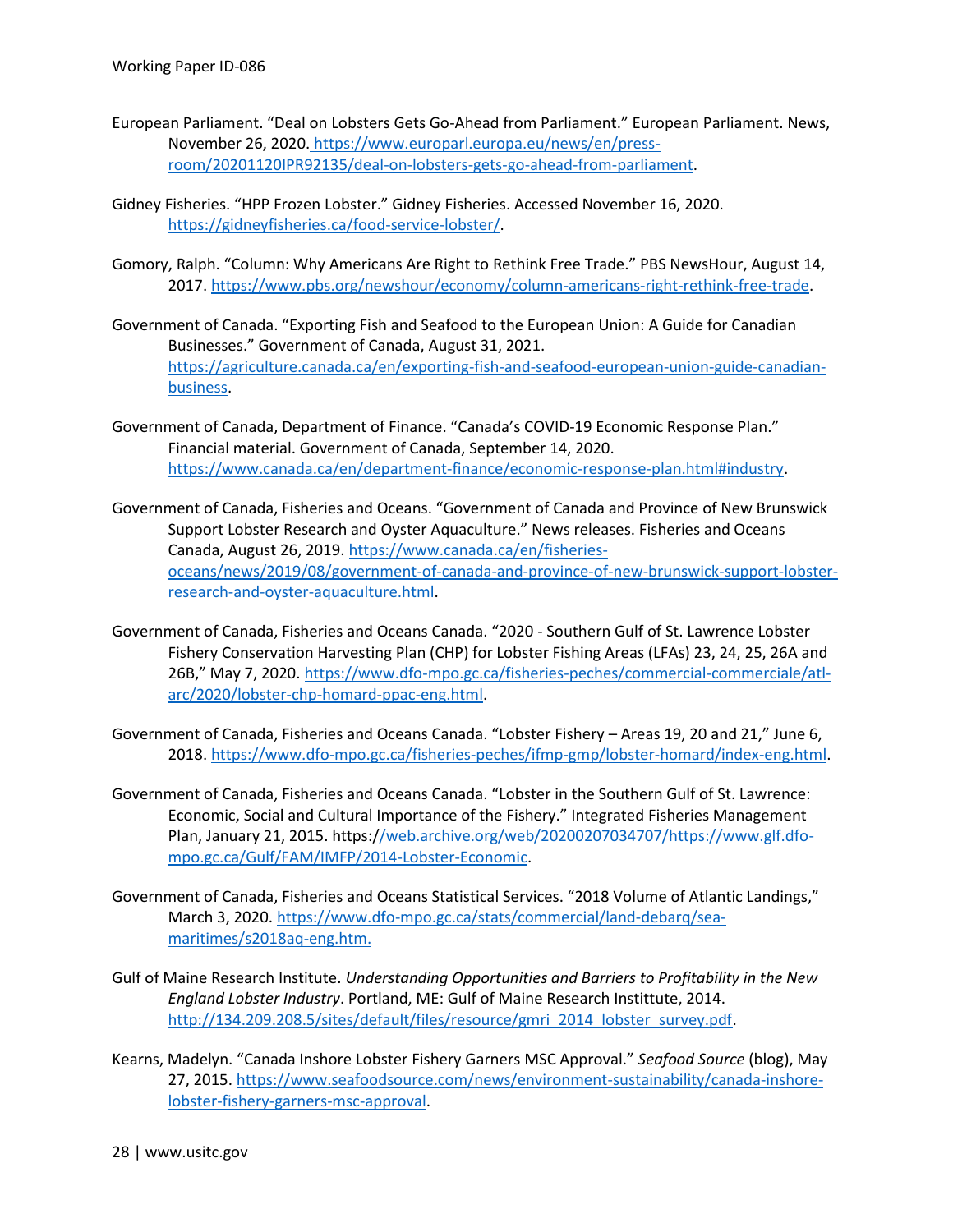European Parliament. “Deal on Lobsters Gets Go-Ahead from Parliament.” European Parliament. News, November 26, 2020. https://www.europarl.europa.eu/news/en/press-room/20201120IPR92135/deal-on-lobsters-gets-go-ahead-from-parliament.

Gidney Fisheries. “HPP Frozen Lobster.” Gidney Fisheries. Accessed November 16, 2020. https://gidneyfisheries.ca/food-service-lobster/.

Gomory, Ralph. “Column: Why Americans Are Right to Rethink Free Trade.” PBS NewsHour, August 14, 2017. https://www.pbs.org/newshour/economy/column-americans-right-rethink-free-trade.

Government of Canada. “Exporting Fish and Seafood to the European Union: A Guide for Canadian Businesses.” Government of Canada, August 31, 2021. https://agriculture.canada.ca/en/exporting-fish-and-seafood-european-union-guide-canadian-business.

Government of Canada, Department of Finance. “Canada’s COVID-19 Economic Response Plan.” Financial material. Government of Canada, September 14, 2020. https://www.canada.ca/en/department-finance/economic-response-plan.html#industry.

Government of Canada, Fisheries and Oceans. “Government of Canada and Province of New Brunswick Support Lobster Research and Oyster Aquaculture.” News releases. Fisheries and Oceans Canada, August 26, 2019. https://www.canada.ca/en/fisheries-oceans/news/2019/08/government-of-canada-and-province-of-new-brunswick-support-lobster-research-and-oyster-aquaculture.html.

Government of Canada, Fisheries and Oceans Canada. “2020 - Southern Gulf of St. Lawrence Lobster Fishery Conservation Harvesting Plan (CHP) for Lobster Fishing Areas (LFAs) 23, 24, 25, 26A and 26B,” May 7, 2020. https://www.dfo-mpo.gc.ca/fisheries-peches/commercial-commerciale/atl-arc/2020/lobster-chp-homard-ppac-eng.html.

Government of Canada, Fisheries and Oceans Canada. “Lobster Fishery – Areas 19, 20 and 21,” June 6, 2018. https://www.dfo-mpo.gc.ca/fisheries-peches/ifmp-gmp/lobster-homard/index-eng.html.

Government of Canada, Fisheries and Oceans Canada. “Lobster in the Southern Gulf of St. Lawrence: Economic, Social and Cultural Importance of the Fishery.” Integrated Fisheries Management Plan, January 21, 2015. https://web.archive.org/web/20200207034707/https://www.glf.dfo-mpo.gc.ca/Gulf/FAM/IMFP/2014-Lobster-Economic.

Government of Canada, Fisheries and Oceans Statistical Services. “2018 Volume of Atlantic Landings,” March 3, 2020. https://www.dfo-mpo.gc.ca/stats/commercial/land-debarq/sea-maritimes/s2018aq-eng.htm.

Gulf of Maine Research Institute. *Understanding Opportunities and Barriers to Profitability in the New England Lobster Industry*. Portland, ME: Gulf of Maine Research Instittute, 2014. http://134.209.208.5/sites/default/files/resource/gmri_2014_lobster_survey.pdf.

Kearns, Madelyn. “Canada Inshore Lobster Fishery Garners MSC Approval.” *Seafood Source* (blog), May 27, 2015. https://www.seafoodsource.com/news/environment-sustainability/canada-inshore-lobster-fishery-garners-msc-approval.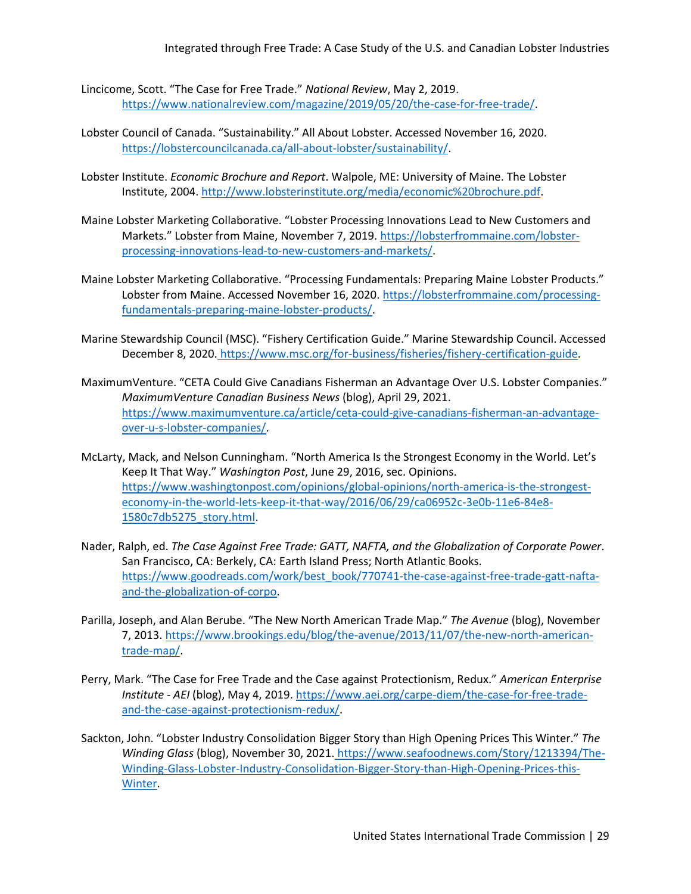Lincicome, Scott. "The Case for Free Trade." *National Review*, May 2, 2019. https://www.nationalreview.com/magazine/2019/05/20/the-case-for-free-trade/.

Lobster Council of Canada. "Sustainability." All About Lobster. Accessed November 16, 2020. https://lobstercouncilcanada.ca/all-about-lobster/sustainability/.

Lobster Institute. *Economic Brochure and Report*. Walpole, ME: University of Maine. The Lobster Institute, 2004. http://www.lobsterinstitute.org/media/economic%20brochure.pdf.

Maine Lobster Marketing Collaborative. "Lobster Processing Innovations Lead to New Customers and Markets." Lobster from Maine, November 7, 2019. https://lobsterfrommaine.com/lobster-processing-innovations-lead-to-new-customers-and-markets/.

Maine Lobster Marketing Collaborative. "Processing Fundamentals: Preparing Maine Lobster Products." Lobster from Maine. Accessed November 16, 2020. https://lobsterfrommaine.com/processing-fundamentals-preparing-maine-lobster-products/.

Marine Stewardship Council (MSC). "Fishery Certification Guide." Marine Stewardship Council. Accessed December 8, 2020. https://www.msc.org/for-business/fisheries/fishery-certification-guide.

MaximumVenture. "CETA Could Give Canadians Fisherman an Advantage Over U.S. Lobster Companies." *MaximumVenture Canadian Business News* (blog), April 29, 2021. https://www.maximumventure.ca/article/ceta-could-give-canadians-fisherman-an-advantage-over-u-s-lobster-companies/.

McLarty, Mack, and Nelson Cunningham. "North America Is the Strongest Economy in the World. Let's Keep It That Way." *Washington Post*, June 29, 2016, sec. Opinions. https://www.washingtonpost.com/opinions/global-opinions/north-america-is-the-strongest-economy-in-the-world-lets-keep-it-that-way/2016/06/29/ca06952c-3e0b-11e6-84e8-1580c7db5275_story.html.

Nader, Ralph, ed. *The Case Against Free Trade: GATT, NAFTA, and the Globalization of Corporate Power*. San Francisco, CA: Berkely, CA: Earth Island Press; North Atlantic Books. https://www.goodreads.com/work/best_book/770741-the-case-against-free-trade-gatt-nafta-and-the-globalization-of-corpo.

Parilla, Joseph, and Alan Berube. "The New North American Trade Map." *The Avenue* (blog), November 7, 2013. https://www.brookings.edu/blog/the-avenue/2013/11/07/the-new-north-american-trade-map/.

Perry, Mark. "The Case for Free Trade and the Case against Protectionism, Redux." *American Enterprise Institute - AEI* (blog), May 4, 2019. https://www.aei.org/carpe-diem/the-case-for-free-trade-and-the-case-against-protectionism-redux/.

Sackton, John. "Lobster Industry Consolidation Bigger Story than High Opening Prices This Winter." *The Winding Glass* (blog), November 30, 2021. https://www.seafoodnews.com/Story/1213394/The-Winding-Glass-Lobster-Industry-Consolidation-Bigger-Story-than-High-Opening-Prices-this-Winter.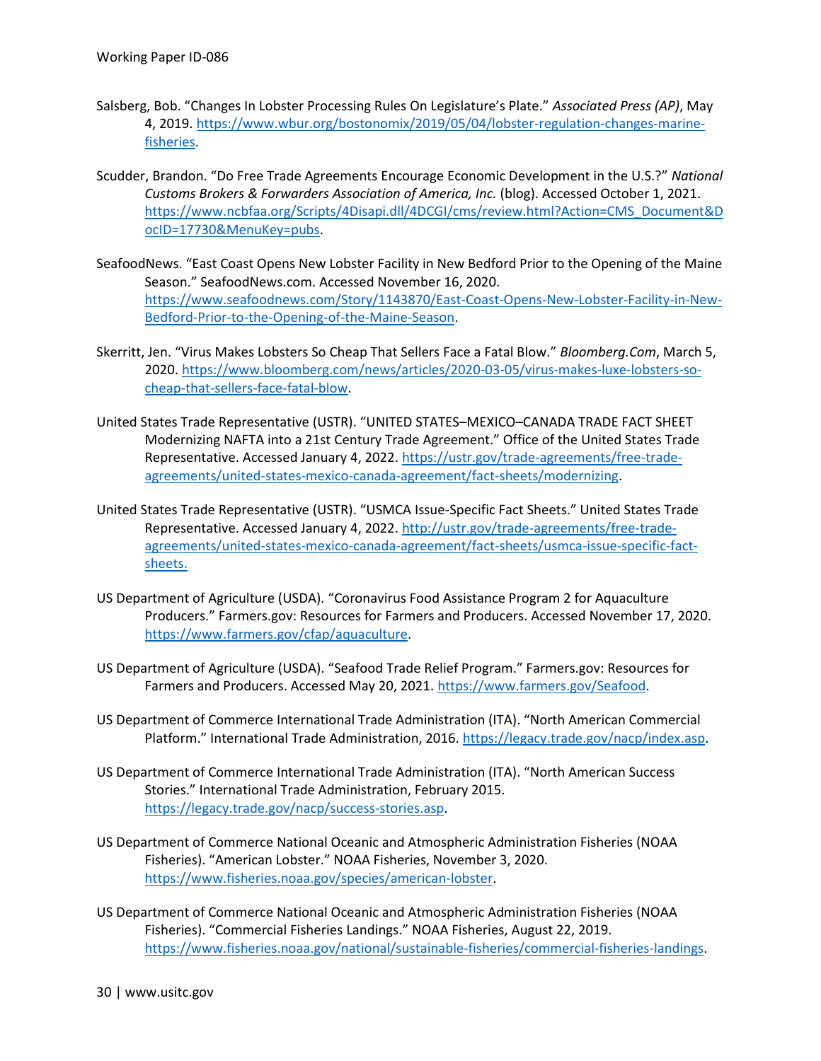Salsberg, Bob. "Changes In Lobster Processing Rules On Legislature's Plate." *Associated Press (AP)*, May 4, 2019. https://www.wbur.org/bostonomix/2019/05/04/lobster-regulation-changes-marine-fisheries.

Scudder, Brandon. "Do Free Trade Agreements Encourage Economic Development in the U.S.?" *National Customs Brokers & Forwarders Association of America, Inc.* (blog). Accessed October 1, 2021. https://www.ncbfaa.org/Scripts/4Disapi.dll/4DCGI/cms/review.html?Action=CMS_Document&DocID=17730&MenuKey=pubs.

SeafoodNews. "East Coast Opens New Lobster Facility in New Bedford Prior to the Opening of the Maine Season." SeafoodNews.com. Accessed November 16, 2020. https://www.seafoodnews.com/Story/1143870/East-Coast-Opens-New-Lobster-Facility-in-New-Bedford-Prior-to-the-Opening-of-the-Maine-Season.

Skerritt, Jen. "Virus Makes Lobsters So Cheap That Sellers Face a Fatal Blow." *Bloomberg.Com*, March 5, 2020. https://www.bloomberg.com/news/articles/2020-03-05/virus-makes-luxe-lobsters-so-cheap-that-sellers-face-fatal-blow.

United States Trade Representative (USTR). "UNITED STATES–MEXICO–CANADA TRADE FACT SHEET Modernizing NAFTA into a 21st Century Trade Agreement." Office of the United States Trade Representative. Accessed January 4, 2022. https://ustr.gov/trade-agreements/free-trade-agreements/united-states-mexico-canada-agreement/fact-sheets/modernizing.

United States Trade Representative (USTR). "USMCA Issue-Specific Fact Sheets." United States Trade Representative. Accessed January 4, 2022. http://ustr.gov/trade-agreements/free-trade-agreements/united-states-mexico-canada-agreement/fact-sheets/usmca-issue-specific-fact-sheets.

US Department of Agriculture (USDA). "Coronavirus Food Assistance Program 2 for Aquaculture Producers." Farmers.gov: Resources for Farmers and Producers. Accessed November 17, 2020. https://www.farmers.gov/cfap/aquaculture.

US Department of Agriculture (USDA). "Seafood Trade Relief Program." Farmers.gov: Resources for Farmers and Producers. Accessed May 20, 2021. https://www.farmers.gov/Seafood.

US Department of Commerce International Trade Administration (ITA). "North American Commercial Platform." International Trade Administration, 2016. https://legacy.trade.gov/nacp/index.asp.

US Department of Commerce International Trade Administration (ITA). "North American Success Stories." International Trade Administration, February 2015. https://legacy.trade.gov/nacp/success-stories.asp.

US Department of Commerce National Oceanic and Atmospheric Administration Fisheries (NOAA Fisheries). "American Lobster." NOAA Fisheries, November 3, 2020. https://www.fisheries.noaa.gov/species/american-lobster.

US Department of Commerce National Oceanic and Atmospheric Administration Fisheries (NOAA Fisheries). "Commercial Fisheries Landings." NOAA Fisheries, August 22, 2019. https://www.fisheries.noaa.gov/national/sustainable-fisheries/commercial-fisheries-landings.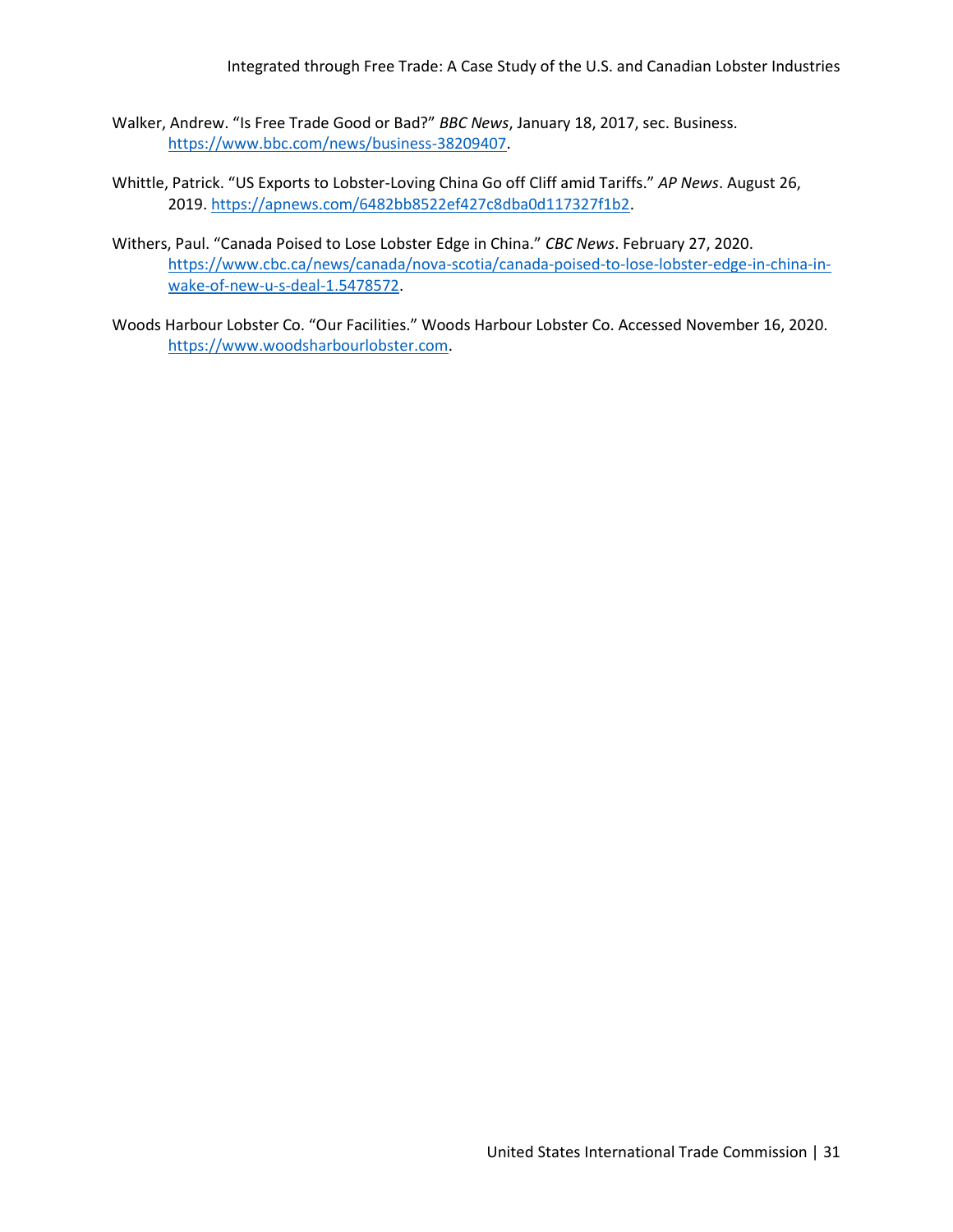Walker, Andrew. “Is Free Trade Good or Bad?” *BBC News*, January 18, 2017, sec. Business. https://www.bbc.com/news/business-38209407.

Whittle, Patrick. “US Exports to Lobster-Loving China Go off Cliff amid Tariffs.” *AP News*. August 26, 2019. https://apnews.com/6482bb8522ef427c8dba0d117327f1b2.

Withers, Paul. “Canada Poised to Lose Lobster Edge in China.” *CBC News*. February 27, 2020. https://www.cbc.ca/news/canada/nova-scotia/canada-poised-to-lose-lobster-edge-in-china-in-wake-of-new-u-s-deal-1.5478572.

Woods Harbour Lobster Co. “Our Facilities.” Woods Harbour Lobster Co. Accessed November 16, 2020. https://www.woodsharbourlobster.com.